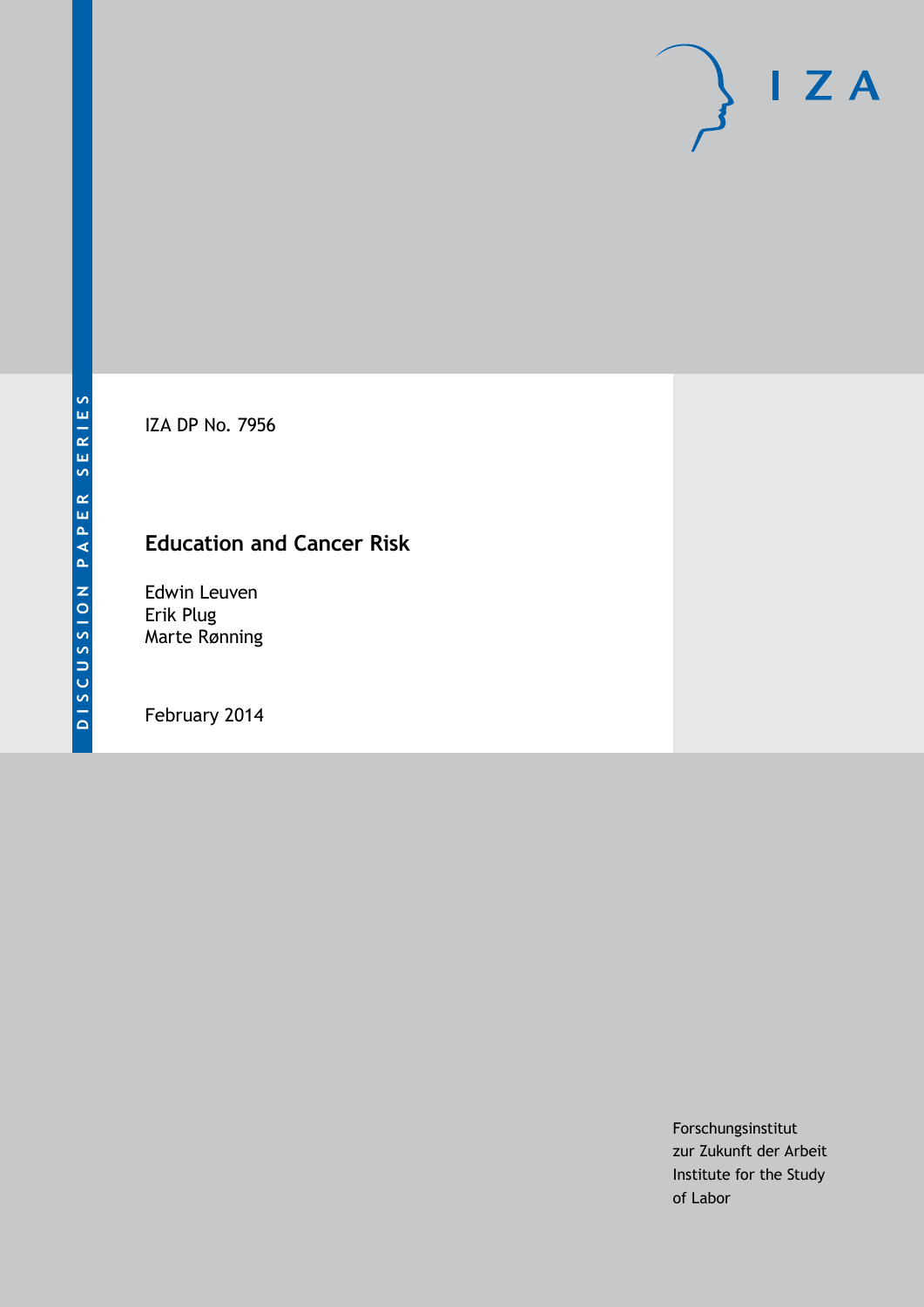DISCUSSION PAPER SERIES

IZA DP No. 7956

# Education and Cancer Risk

Edwin Leuven
Erik Plug
Marte Rønning

February 2014

Forschungsinstitut
zur Zukunft der Arbeit
Institute for the Study
of Labor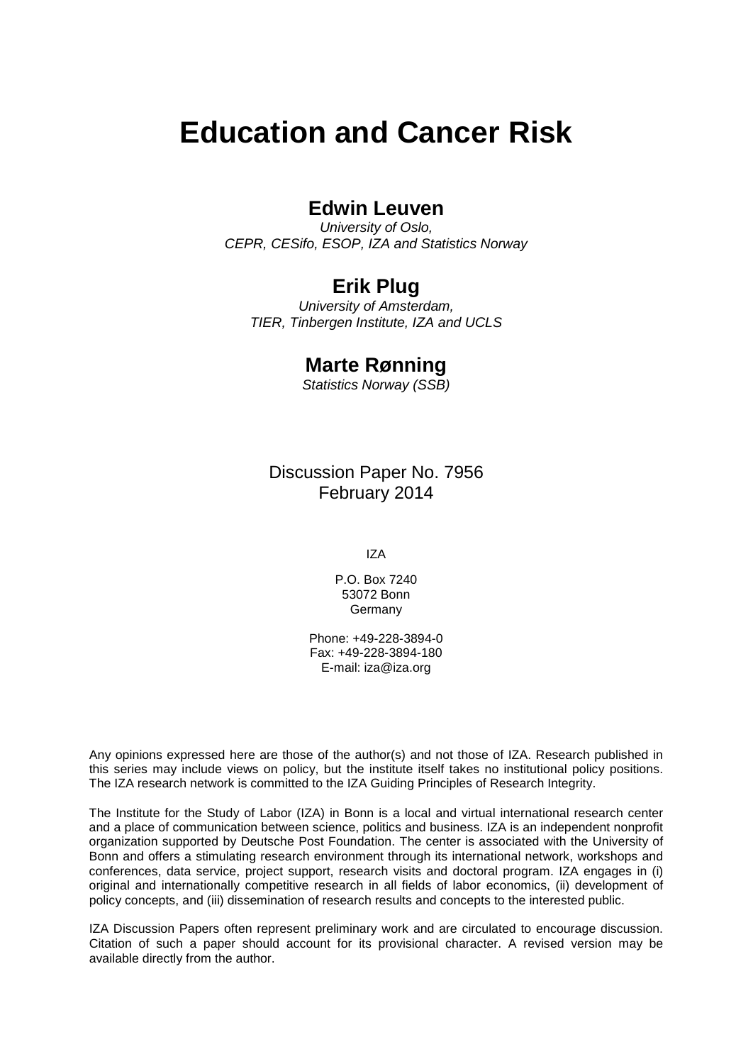# Education and Cancer Risk

## Edwin Leuven

*University of Oslo,*
*CEPR, CESifo, ESOP, IZA and Statistics Norway*

## Erik Plug

*University of Amsterdam,*
*TIER, Tinbergen Institute, IZA and UCLS*

## Marte Rønning

*Statistics Norway (SSB)*

Discussion Paper No. 7956
February 2014

IZA

P.O. Box 7240
53072 Bonn
Germany

Phone: +49-228-3894-0
Fax: +49-228-3894-180
E-mail: iza@iza.org

Any opinions expressed here are those of the author(s) and not those of IZA. Research published in this series may include views on policy, but the institute itself takes no institutional policy positions. The IZA research network is committed to the IZA Guiding Principles of Research Integrity.

The Institute for the Study of Labor (IZA) in Bonn is a local and virtual international research center and a place of communication between science, politics and business. IZA is an independent nonprofit organization supported by Deutsche Post Foundation. The center is associated with the University of Bonn and offers a stimulating research environment through its international network, workshops and conferences, data service, project support, research visits and doctoral program. IZA engages in (i) original and internationally competitive research in all fields of labor economics, (ii) development of policy concepts, and (iii) dissemination of research results and concepts to the interested public.

IZA Discussion Papers often represent preliminary work and are circulated to encourage discussion. Citation of such a paper should account for its provisional character. A revised version may be available directly from the author.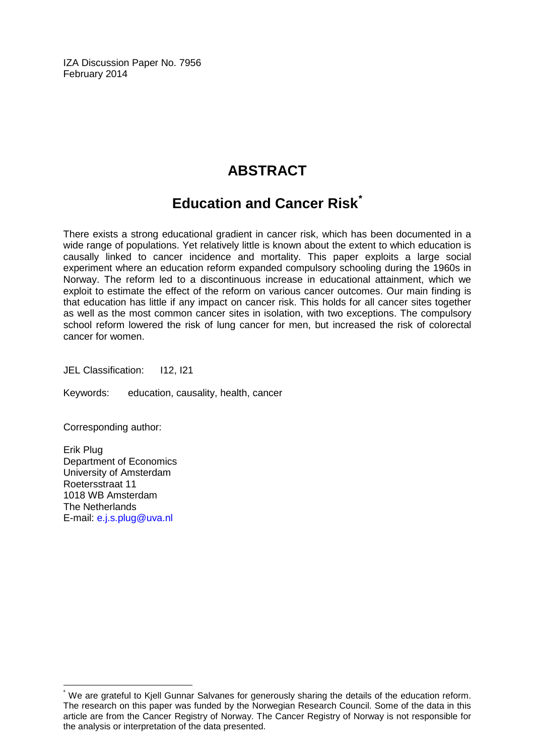IZA Discussion Paper No. 7956
February 2014

# ABSTRACT

## Education and Cancer Risk[*]

There exists a strong educational gradient in cancer risk, which has been documented in a wide range of populations. Yet relatively little is known about the extent to which education is causally linked to cancer incidence and mortality. This paper exploits a large social experiment where an education reform expanded compulsory schooling during the 1960s in Norway. The reform led to a discontinuous increase in educational attainment, which we exploit to estimate the effect of the reform on various cancer outcomes. Our main finding is that education has little if any impact on cancer risk. This holds for all cancer sites together as well as the most common cancer sites in isolation, with two exceptions. The compulsory school reform lowered the risk of lung cancer for men, but increased the risk of colorectal cancer for women.

JEL Classification: I12, I21

Keywords: education, causality, health, cancer

Corresponding author:

Erik Plug
Department of Economics
University of Amsterdam
Roetersstraat 11
1018 WB Amsterdam
The Netherlands
E-mail: e.j.s.plug@uva.nl

---

[*] We are grateful to Kjell Gunnar Salvanes for generously sharing the details of the education reform. The research on this paper was funded by the Norwegian Research Council. Some of the data in this article are from the Cancer Registry of Norway. The Cancer Registry of Norway is not responsible for the analysis or interpretation of the data presented.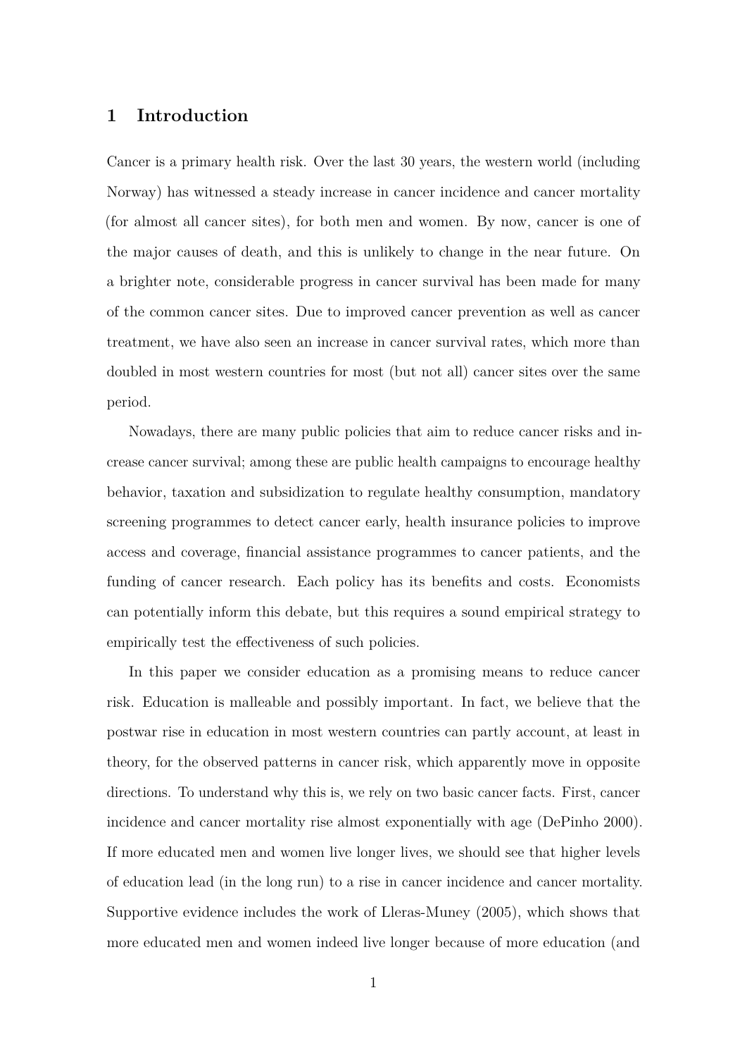# 1 Introduction

Cancer is a primary health risk. Over the last 30 years, the western world (including Norway) has witnessed a steady increase in cancer incidence and cancer mortality (for almost all cancer sites), for both men and women. By now, cancer is one of the major causes of death, and this is unlikely to change in the near future. On a brighter note, considerable progress in cancer survival has been made for many of the common cancer sites. Due to improved cancer prevention as well as cancer treatment, we have also seen an increase in cancer survival rates, which more than doubled in most western countries for most (but not all) cancer sites over the same period.

Nowadays, there are many public policies that aim to reduce cancer risks and increase cancer survival; among these are public health campaigns to encourage healthy behavior, taxation and subsidization to regulate healthy consumption, mandatory screening programmes to detect cancer early, health insurance policies to improve access and coverage, financial assistance programmes to cancer patients, and the funding of cancer research. Each policy has its benefits and costs. Economists can potentially inform this debate, but this requires a sound empirical strategy to empirically test the effectiveness of such policies.

In this paper we consider education as a promising means to reduce cancer risk. Education is malleable and possibly important. In fact, we believe that the postwar rise in education in most western countries can partly account, at least in theory, for the observed patterns in cancer risk, which apparently move in opposite directions. To understand why this is, we rely on two basic cancer facts. First, cancer incidence and cancer mortality rise almost exponentially with age (DePinho 2000). If more educated men and women live longer lives, we should see that higher levels of education lead (in the long run) to a rise in cancer incidence and cancer mortality. Supportive evidence includes the work of Lleras-Muney (2005), which shows that more educated men and women indeed live longer because of more education (and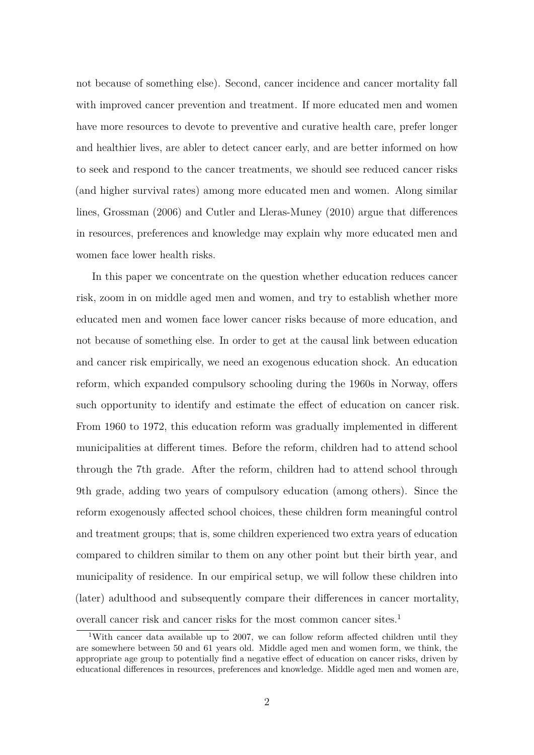not because of something else). Second, cancer incidence and cancer mortality fall with improved cancer prevention and treatment. If more educated men and women have more resources to devote to preventive and curative health care, prefer longer and healthier lives, are abler to detect cancer early, and are better informed on how to seek and respond to the cancer treatments, we should see reduced cancer risks (and higher survival rates) among more educated men and women. Along similar lines, Grossman (2006) and Cutler and Lleras-Muney (2010) argue that differences in resources, preferences and knowledge may explain why more educated men and women face lower health risks.

In this paper we concentrate on the question whether education reduces cancer risk, zoom in on middle aged men and women, and try to establish whether more educated men and women face lower cancer risks because of more education, and not because of something else. In order to get at the causal link between education and cancer risk empirically, we need an exogenous education shock. An education reform, which expanded compulsory schooling during the 1960s in Norway, offers such opportunity to identify and estimate the effect of education on cancer risk. From 1960 to 1972, this education reform was gradually implemented in different municipalities at different times. Before the reform, children had to attend school through the 7th grade. After the reform, children had to attend school through 9th grade, adding two years of compulsory education (among others). Since the reform exogenously affected school choices, these children form meaningful control and treatment groups; that is, some children experienced two extra years of education compared to children similar to them on any other point but their birth year, and municipality of residence. In our empirical setup, we will follow these children into (later) adulthood and subsequently compare their differences in cancer mortality, overall cancer risk and cancer risks for the most common cancer sites.[1]

[1] With cancer data available up to 2007, we can follow reform affected children until they are somewhere between 50 and 61 years old. Middle aged men and women form, we think, the appropriate age group to potentially find a negative effect of education on cancer risks, driven by educational differences in resources, preferences and knowledge. Middle aged men and women are,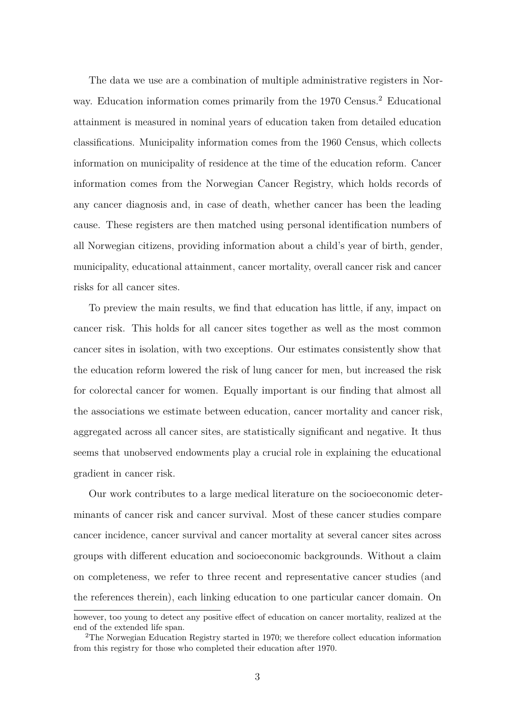The data we use are a combination of multiple administrative registers in Norway. Education information comes primarily from the 1970 Census.[2] Educational attainment is measured in nominal years of education taken from detailed education classifications. Municipality information comes from the 1960 Census, which collects information on municipality of residence at the time of the education reform. Cancer information comes from the Norwegian Cancer Registry, which holds records of any cancer diagnosis and, in case of death, whether cancer has been the leading cause. These registers are then matched using personal identification numbers of all Norwegian citizens, providing information about a child's year of birth, gender, municipality, educational attainment, cancer mortality, overall cancer risk and cancer risks for all cancer sites.

To preview the main results, we find that education has little, if any, impact on cancer risk. This holds for all cancer sites together as well as the most common cancer sites in isolation, with two exceptions. Our estimates consistently show that the education reform lowered the risk of lung cancer for men, but increased the risk for colorectal cancer for women. Equally important is our finding that almost all the associations we estimate between education, cancer mortality and cancer risk, aggregated across all cancer sites, are statistically significant and negative. It thus seems that unobserved endowments play a crucial role in explaining the educational gradient in cancer risk.

Our work contributes to a large medical literature on the socioeconomic determinants of cancer risk and cancer survival. Most of these cancer studies compare cancer incidence, cancer survival and cancer mortality at several cancer sites across groups with different education and socioeconomic backgrounds. Without a claim on completeness, we refer to three recent and representative cancer studies (and the references therein), each linking education to one particular cancer domain. On

however, too young to detect any positive effect of education on cancer mortality, realized at the end of the extended life span.

[2] The Norwegian Education Registry started in 1970; we therefore collect education information from this registry for those who completed their education after 1970.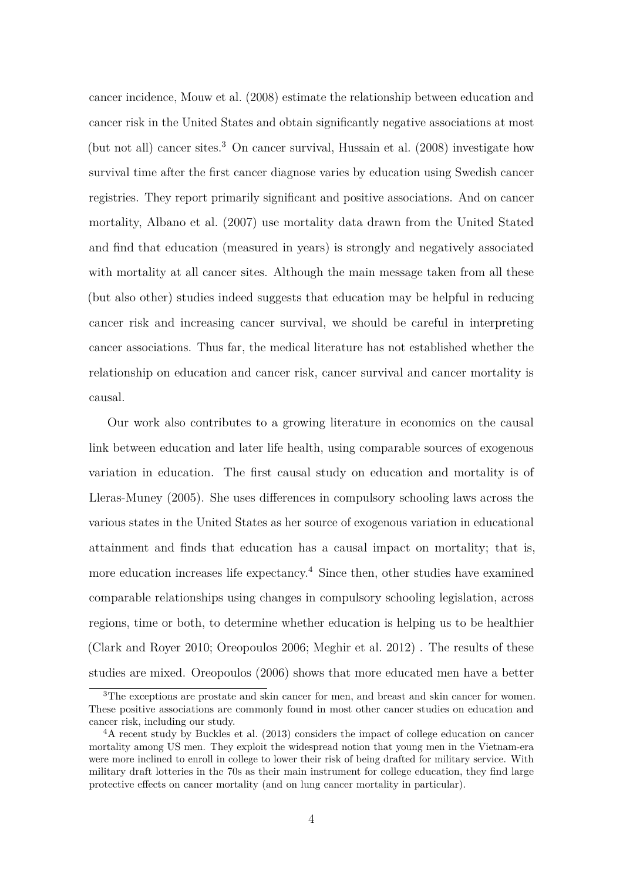cancer incidence, Mouw et al. (2008) estimate the relationship between education and cancer risk in the United States and obtain significantly negative associations at most (but not all) cancer sites.[3] On cancer survival, Hussain et al. (2008) investigate how survival time after the first cancer diagnose varies by education using Swedish cancer registries. They report primarily significant and positive associations. And on cancer mortality, Albano et al. (2007) use mortality data drawn from the United Stated and find that education (measured in years) is strongly and negatively associated with mortality at all cancer sites. Although the main message taken from all these (but also other) studies indeed suggests that education may be helpful in reducing cancer risk and increasing cancer survival, we should be careful in interpreting cancer associations. Thus far, the medical literature has not established whether the relationship on education and cancer risk, cancer survival and cancer mortality is causal.

Our work also contributes to a growing literature in economics on the causal link between education and later life health, using comparable sources of exogenous variation in education. The first causal study on education and mortality is of Lleras-Muney (2005). She uses differences in compulsory schooling laws across the various states in the United States as her source of exogenous variation in educational attainment and finds that education has a causal impact on mortality; that is, more education increases life expectancy.[4] Since then, other studies have examined comparable relationships using changes in compulsory schooling legislation, across regions, time or both, to determine whether education is helping us to be healthier (Clark and Royer 2010; Oreopoulos 2006; Meghir et al. 2012) . The results of these studies are mixed. Oreopoulos (2006) shows that more educated men have a better

[3]The exceptions are prostate and skin cancer for men, and breast and skin cancer for women. These positive associations are commonly found in most other cancer studies on education and cancer risk, including our study.

[4]A recent study by Buckles et al. (2013) considers the impact of college education on cancer mortality among US men. They exploit the widespread notion that young men in the Vietnam-era were more inclined to enroll in college to lower their risk of being drafted for military service. With military draft lotteries in the 70s as their main instrument for college education, they find large protective effects on cancer mortality (and on lung cancer mortality in particular).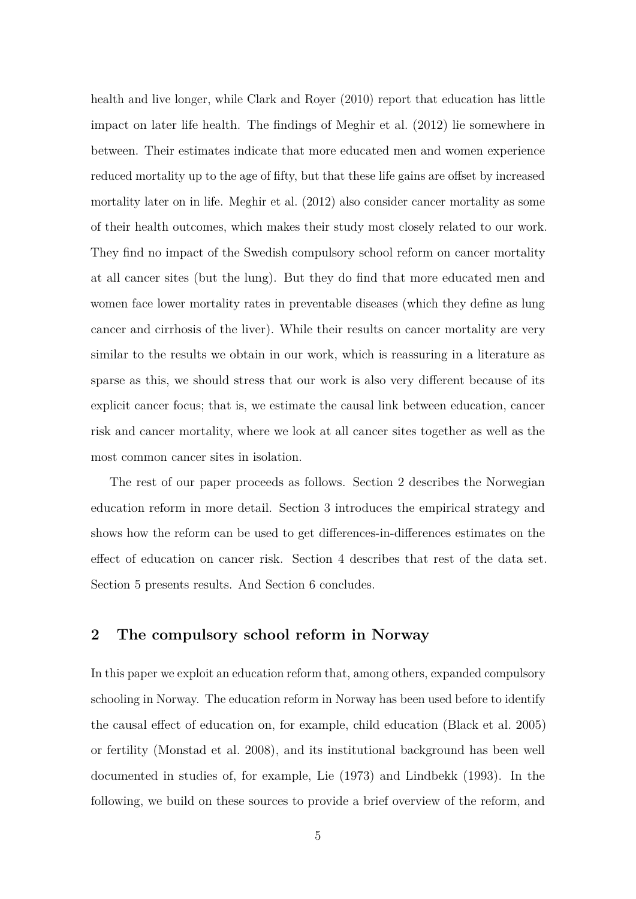health and live longer, while Clark and Royer (2010) report that education has little impact on later life health. The findings of Meghir et al. (2012) lie somewhere in between. Their estimates indicate that more educated men and women experience reduced mortality up to the age of fifty, but that these life gains are offset by increased mortality later on in life. Meghir et al. (2012) also consider cancer mortality as some of their health outcomes, which makes their study most closely related to our work. They find no impact of the Swedish compulsory school reform on cancer mortality at all cancer sites (but the lung). But they do find that more educated men and women face lower mortality rates in preventable diseases (which they define as lung cancer and cirrhosis of the liver). While their results on cancer mortality are very similar to the results we obtain in our work, which is reassuring in a literature as sparse as this, we should stress that our work is also very different because of its explicit cancer focus; that is, we estimate the causal link between education, cancer risk and cancer mortality, where we look at all cancer sites together as well as the most common cancer sites in isolation.

The rest of our paper proceeds as follows. Section 2 describes the Norwegian education reform in more detail. Section 3 introduces the empirical strategy and shows how the reform can be used to get differences-in-differences estimates on the effect of education on cancer risk. Section 4 describes that rest of the data set. Section 5 presents results. And Section 6 concludes.

## 2 The compulsory school reform in Norway

In this paper we exploit an education reform that, among others, expanded compulsory schooling in Norway. The education reform in Norway has been used before to identify the causal effect of education on, for example, child education (Black et al. 2005) or fertility (Monstad et al. 2008), and its institutional background has been well documented in studies of, for example, Lie (1973) and Lindbekk (1993). In the following, we build on these sources to provide a brief overview of the reform, and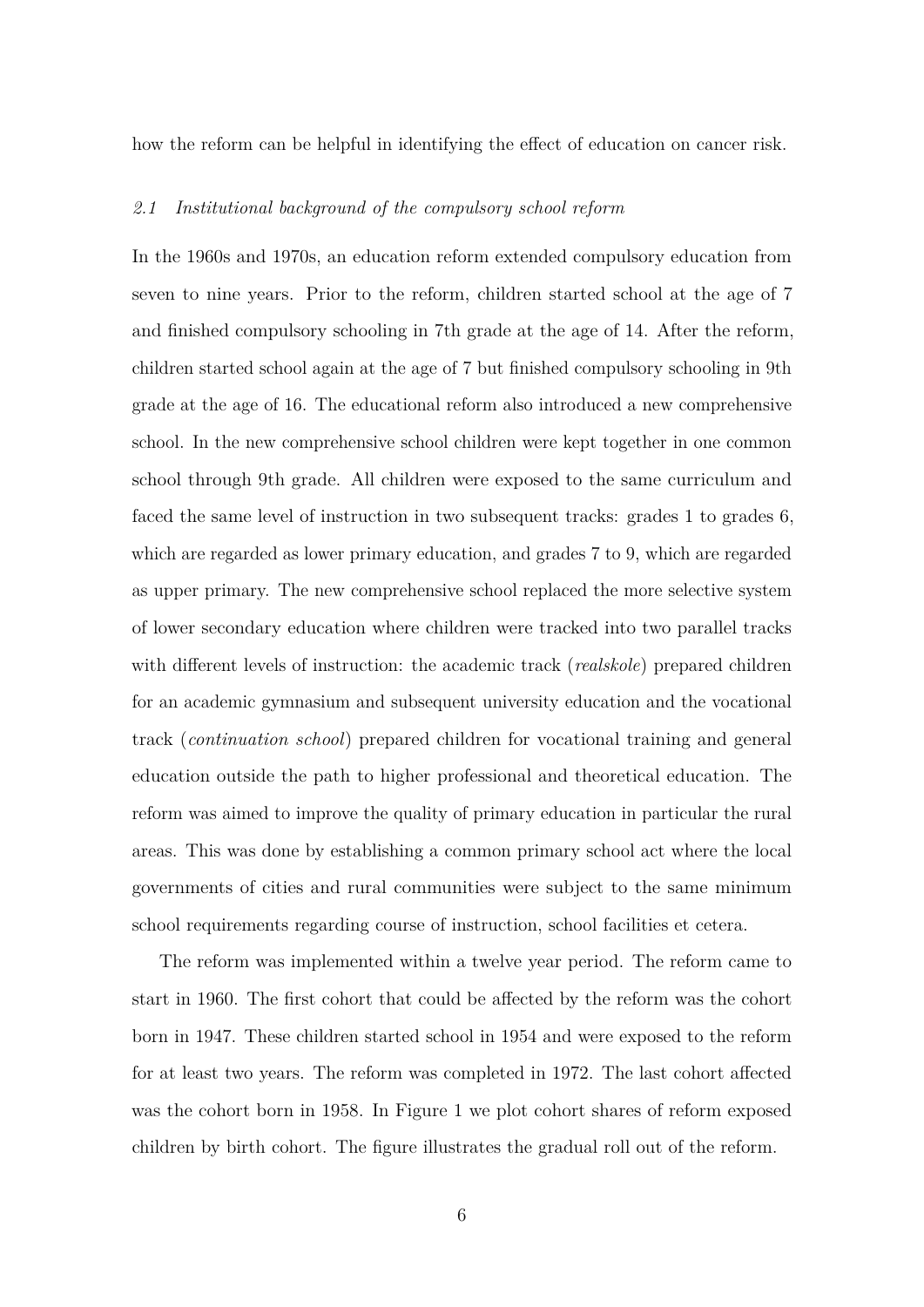how the reform can be helpful in identifying the effect of education on cancer risk.

### *2.1 Institutional background of the compulsory school reform*

In the 1960s and 1970s, an education reform extended compulsory education from seven to nine years. Prior to the reform, children started school at the age of 7 and finished compulsory schooling in 7th grade at the age of 14. After the reform, children started school again at the age of 7 but finished compulsory schooling in 9th grade at the age of 16. The educational reform also introduced a new comprehensive school. In the new comprehensive school children were kept together in one common school through 9th grade. All children were exposed to the same curriculum and faced the same level of instruction in two subsequent tracks: grades 1 to grades 6, which are regarded as lower primary education, and grades 7 to 9, which are regarded as upper primary. The new comprehensive school replaced the more selective system of lower secondary education where children were tracked into two parallel tracks with different levels of instruction: the academic track (*realskole*) prepared children for an academic gymnasium and subsequent university education and the vocational track (*continuation school*) prepared children for vocational training and general education outside the path to higher professional and theoretical education. The reform was aimed to improve the quality of primary education in particular the rural areas. This was done by establishing a common primary school act where the local governments of cities and rural communities were subject to the same minimum school requirements regarding course of instruction, school facilities et cetera.

The reform was implemented within a twelve year period. The reform came to start in 1960. The first cohort that could be affected by the reform was the cohort born in 1947. These children started school in 1954 and were exposed to the reform for at least two years. The reform was completed in 1972. The last cohort affected was the cohort born in 1958. In Figure 1 we plot cohort shares of reform exposed children by birth cohort. The figure illustrates the gradual roll out of the reform.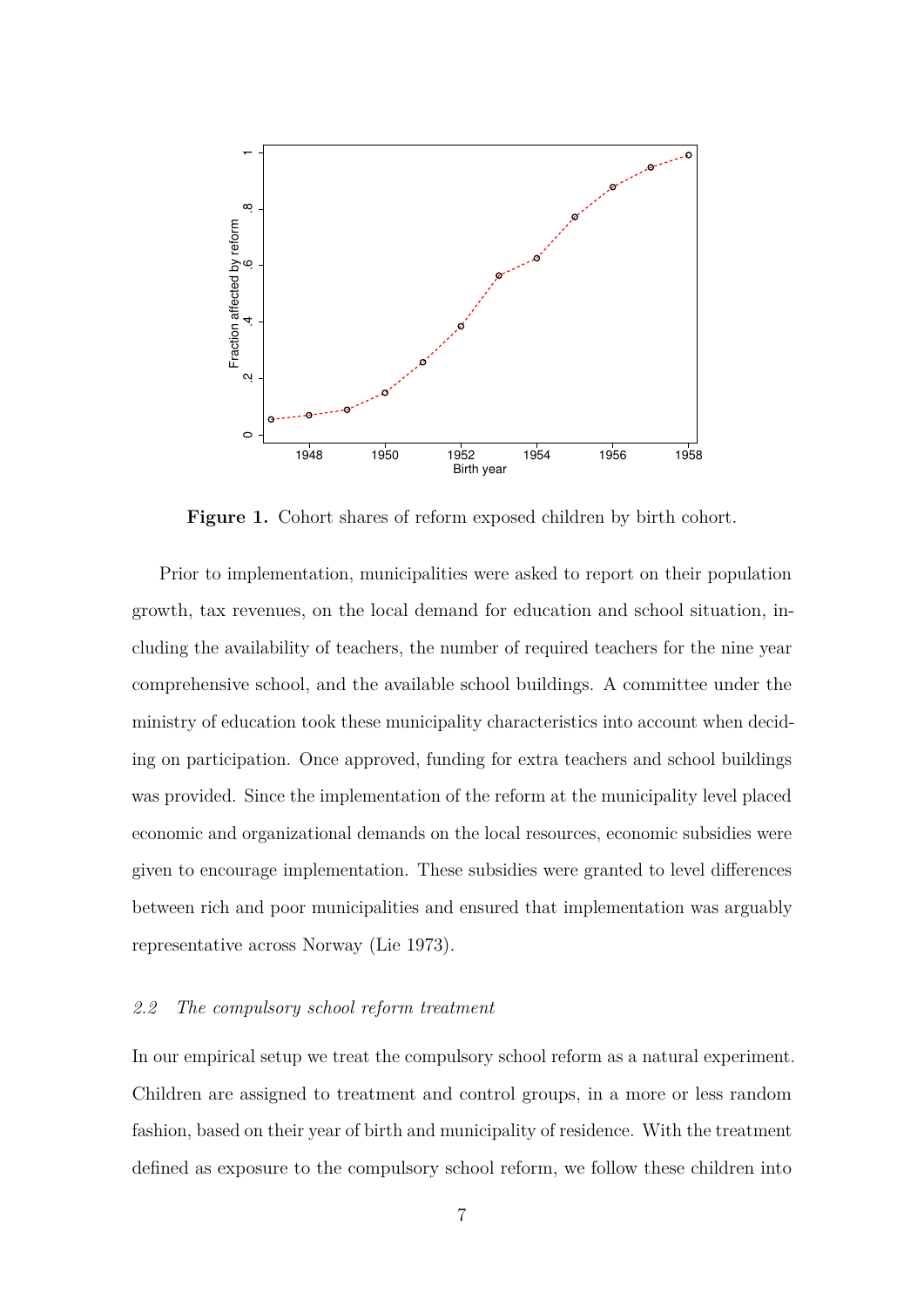**Figure 1.** Cohort shares of reform exposed children by birth cohort.

Prior to implementation, municipalities were asked to report on their population growth, tax revenues, on the local demand for education and school situation, including the availability of teachers, the number of required teachers for the nine year comprehensive school, and the available school buildings. A committee under the ministry of education took these municipality characteristics into account when deciding on participation. Once approved, funding for extra teachers and school buildings was provided. Since the implementation of the reform at the municipality level placed economic and organizational demands on the local resources, economic subsidies were given to encourage implementation. These subsidies were granted to level differences between rich and poor municipalities and ensured that implementation was arguably representative across Norway (Lie 1973).

### *2.2 The compulsory school reform treatment*

In our empirical setup we treat the compulsory school reform as a natural experiment. Children are assigned to treatment and control groups, in a more or less random fashion, based on their year of birth and municipality of residence. With the treatment defined as exposure to the compulsory school reform, we follow these children into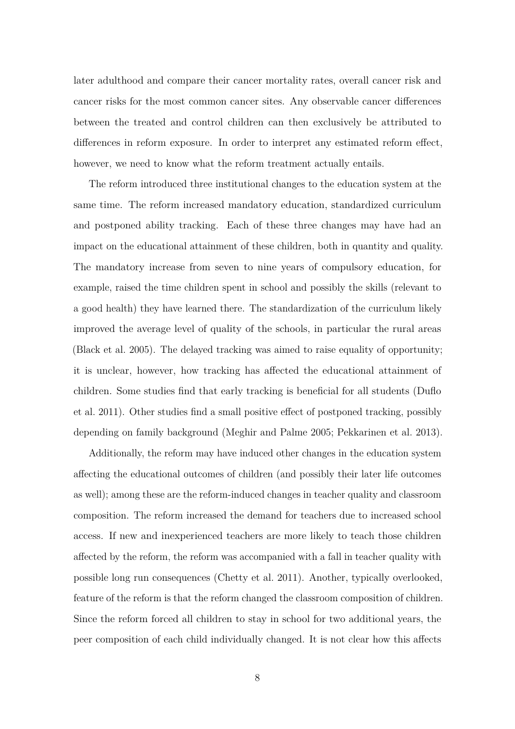later adulthood and compare their cancer mortality rates, overall cancer risk and cancer risks for the most common cancer sites. Any observable cancer differences between the treated and control children can then exclusively be attributed to differences in reform exposure. In order to interpret any estimated reform effect, however, we need to know what the reform treatment actually entails.

The reform introduced three institutional changes to the education system at the same time. The reform increased mandatory education, standardized curriculum and postponed ability tracking. Each of these three changes may have had an impact on the educational attainment of these children, both in quantity and quality. The mandatory increase from seven to nine years of compulsory education, for example, raised the time children spent in school and possibly the skills (relevant to a good health) they have learned there. The standardization of the curriculum likely improved the average level of quality of the schools, in particular the rural areas (Black et al. 2005). The delayed tracking was aimed to raise equality of opportunity; it is unclear, however, how tracking has affected the educational attainment of children. Some studies find that early tracking is beneficial for all students (Duflo et al. 2011). Other studies find a small positive effect of postponed tracking, possibly depending on family background (Meghir and Palme 2005; Pekkarinen et al. 2013).

Additionally, the reform may have induced other changes in the education system affecting the educational outcomes of children (and possibly their later life outcomes as well); among these are the reform-induced changes in teacher quality and classroom composition. The reform increased the demand for teachers due to increased school access. If new and inexperienced teachers are more likely to teach those children affected by the reform, the reform was accompanied with a fall in teacher quality with possible long run consequences (Chetty et al. 2011). Another, typically overlooked, feature of the reform is that the reform changed the classroom composition of children. Since the reform forced all children to stay in school for two additional years, the peer composition of each child individually changed. It is not clear how this affects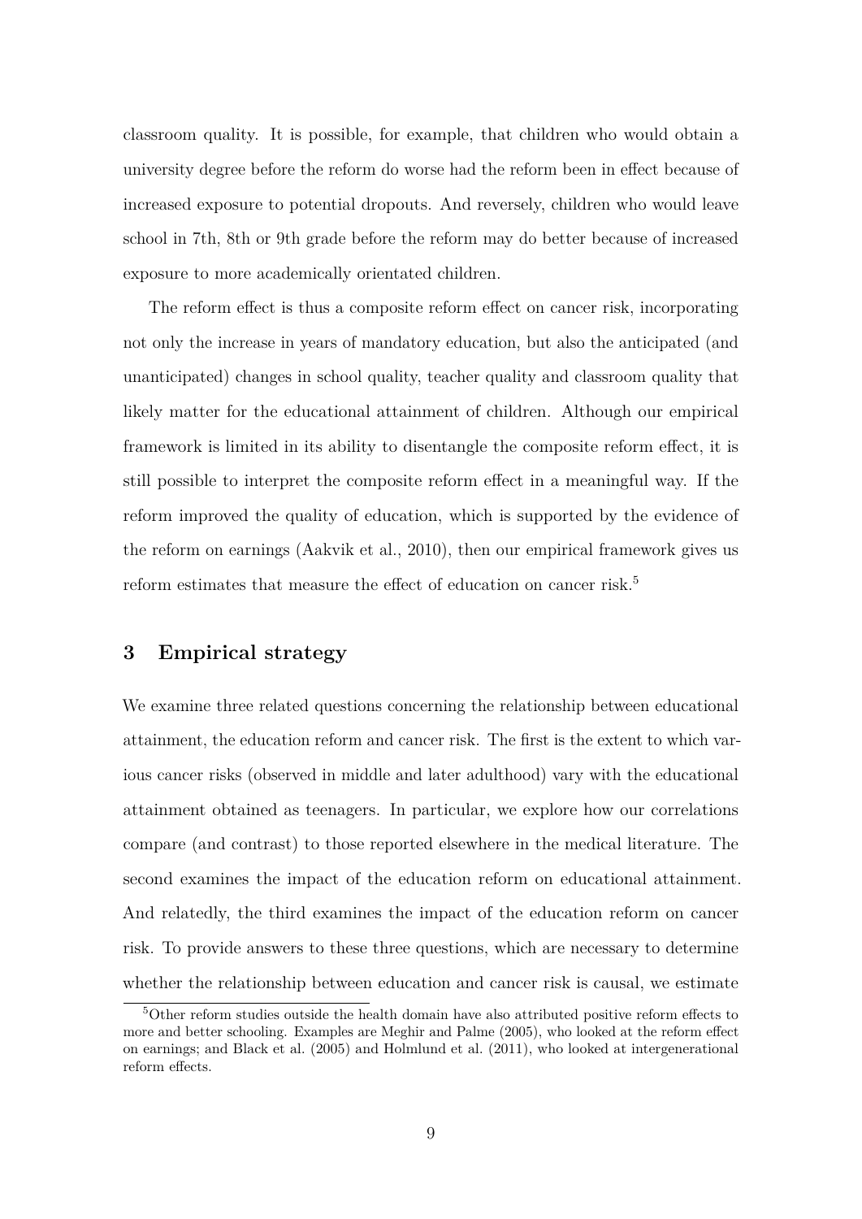classroom quality. It is possible, for example, that children who would obtain a university degree before the reform do worse had the reform been in effect because of increased exposure to potential dropouts. And reversely, children who would leave school in 7th, 8th or 9th grade before the reform may do better because of increased exposure to more academically orientated children.

The reform effect is thus a composite reform effect on cancer risk, incorporating not only the increase in years of mandatory education, but also the anticipated (and unanticipated) changes in school quality, teacher quality and classroom quality that likely matter for the educational attainment of children. Although our empirical framework is limited in its ability to disentangle the composite reform effect, it is still possible to interpret the composite reform effect in a meaningful way. If the reform improved the quality of education, which is supported by the evidence of the reform on earnings (Aakvik et al., 2010), then our empirical framework gives us reform estimates that measure the effect of education on cancer risk.[5]

## 3 Empirical strategy

We examine three related questions concerning the relationship between educational attainment, the education reform and cancer risk. The first is the extent to which various cancer risks (observed in middle and later adulthood) vary with the educational attainment obtained as teenagers. In particular, we explore how our correlations compare (and contrast) to those reported elsewhere in the medical literature. The second examines the impact of the education reform on educational attainment. And relatedly, the third examines the impact of the education reform on cancer risk. To provide answers to these three questions, which are necessary to determine whether the relationship between education and cancer risk is causal, we estimate

[5]Other reform studies outside the health domain have also attributed positive reform effects to more and better schooling. Examples are Meghir and Palme (2005), who looked at the reform effect on earnings; and Black et al. (2005) and Holmlund et al. (2011), who looked at intergenerational reform effects.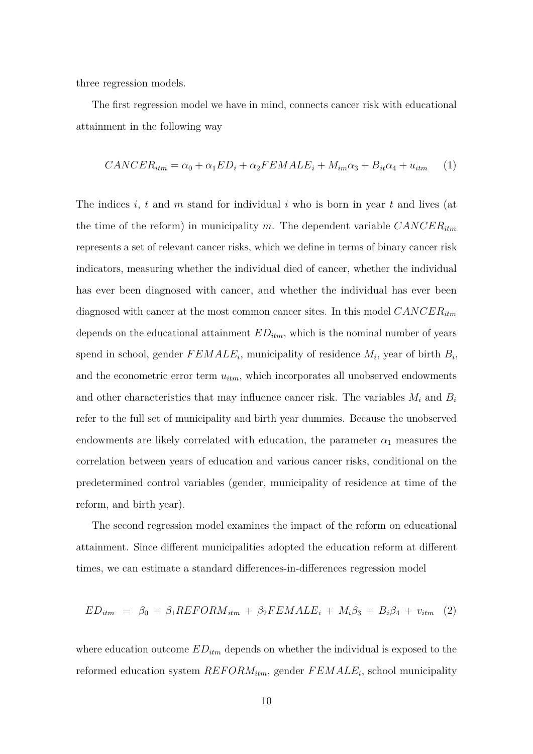three regression models.

The first regression model we have in mind, connects cancer risk with educational attainment in the following way

$$CANCER_{itm} = \alpha_0 + \alpha_1 ED_i + \alpha_2 FEMALE_i + M_{im}\alpha_3 + B_{it}\alpha_4 + u_{itm} \quad (1)$$

The indices $i$, $t$ and $m$ stand for individual $i$ who is born in year $t$ and lives (at the time of the reform) in municipality $m$. The dependent variable $CANCER_{itm}$ represents a set of relevant cancer risks, which we define in terms of binary cancer risk indicators, measuring whether the individual died of cancer, whether the individual has ever been diagnosed with cancer, and whether the individual has ever been diagnosed with cancer at the most common cancer sites. In this model $CANCER_{itm}$ depends on the educational attainment $ED_{itm}$, which is the nominal number of years spend in school, gender $FEMALE_i$, municipality of residence $M_i$, year of birth $B_i$, and the econometric error term $u_{itm}$, which incorporates all unobserved endowments and other characteristics that may influence cancer risk. The variables $M_i$ and $B_i$ refer to the full set of municipality and birth year dummies. Because the unobserved endowments are likely correlated with education, the parameter $\alpha_1$ measures the correlation between years of education and various cancer risks, conditional on the predetermined control variables (gender, municipality of residence at time of the reform, and birth year).

The second regression model examines the impact of the reform on educational attainment. Since different municipalities adopted the education reform at different times, we can estimate a standard differences-in-differences regression model

$$ED_{itm} = \beta_0 + \beta_1 REFORM_{itm} + \beta_2 FEMALE_i + M_i\beta_3 + B_i\beta_4 + v_{itm} \quad (2)$$

where education outcome $ED_{itm}$ depends on whether the individual is exposed to the reformed education system $REFORM_{itm}$, gender $FEMALE_i$, school municipality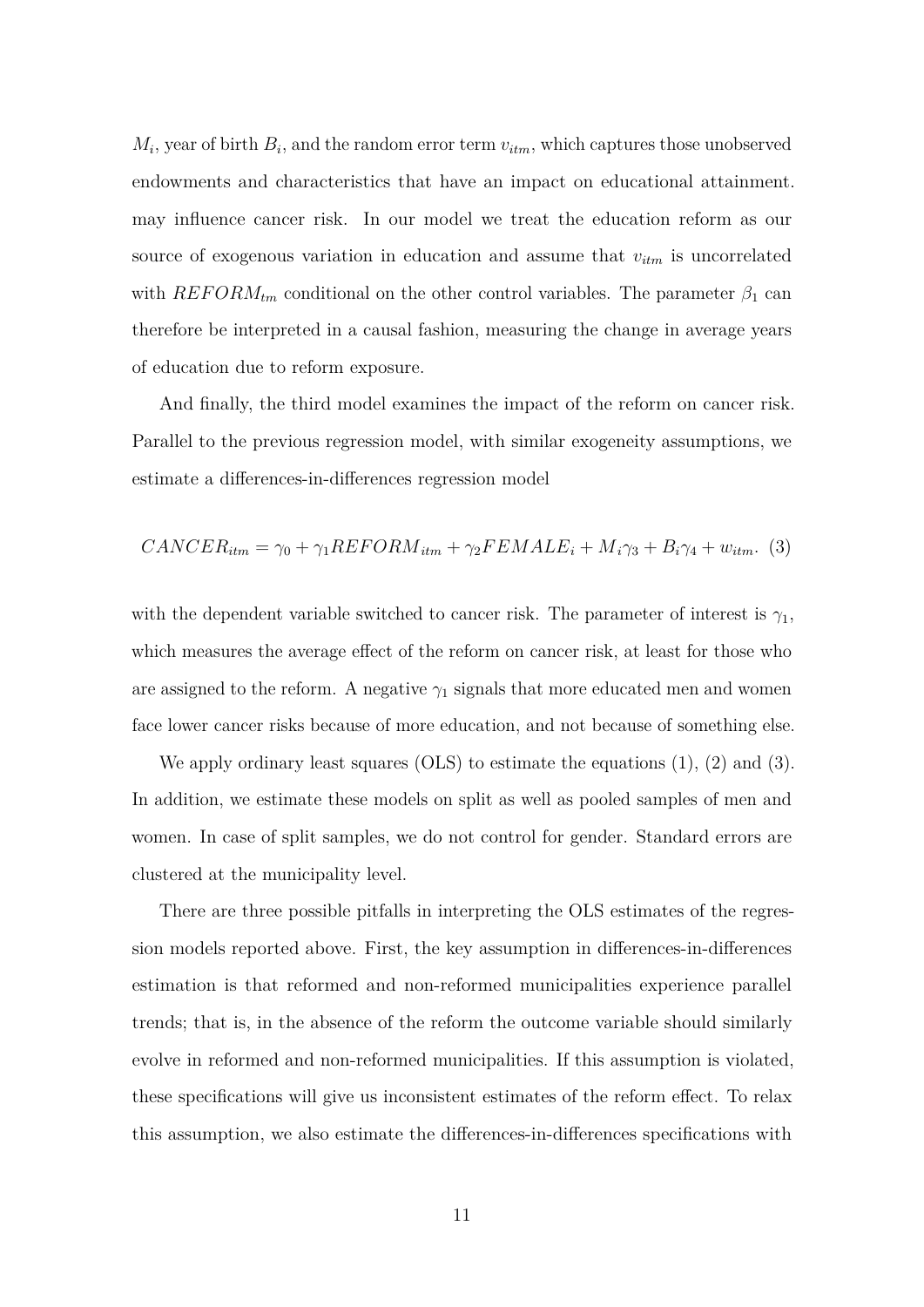$M_i$, year of birth $B_i$, and the random error term $v_{itm}$, which captures those unobserved endowments and characteristics that have an impact on educational attainment. may influence cancer risk. In our model we treat the education reform as our source of exogenous variation in education and assume that $v_{itm}$ is uncorrelated with $REFORM_{tm}$ conditional on the other control variables. The parameter $\beta_1$ can therefore be interpreted in a causal fashion, measuring the change in average years of education due to reform exposure.

And finally, the third model examines the impact of the reform on cancer risk. Parallel to the previous regression model, with similar exogeneity assumptions, we estimate a differences-in-differences regression model

$$CANCER_{itm} = \gamma_0 + \gamma_1 REFORM_{itm} + \gamma_2 FEMALE_i + M_i\gamma_3 + B_i\gamma_4 + w_{itm}. \quad (3)$$

with the dependent variable switched to cancer risk. The parameter of interest is $\gamma_1$, which measures the average effect of the reform on cancer risk, at least for those who are assigned to the reform. A negative $\gamma_1$ signals that more educated men and women face lower cancer risks because of more education, and not because of something else.

We apply ordinary least squares (OLS) to estimate the equations (1), (2) and (3). In addition, we estimate these models on split as well as pooled samples of men and women. In case of split samples, we do not control for gender. Standard errors are clustered at the municipality level.

There are three possible pitfalls in interpreting the OLS estimates of the regression models reported above. First, the key assumption in differences-in-differences estimation is that reformed and non-reformed municipalities experience parallel trends; that is, in the absence of the reform the outcome variable should similarly evolve in reformed and non-reformed municipalities. If this assumption is violated, these specifications will give us inconsistent estimates of the reform effect. To relax this assumption, we also estimate the differences-in-differences specifications with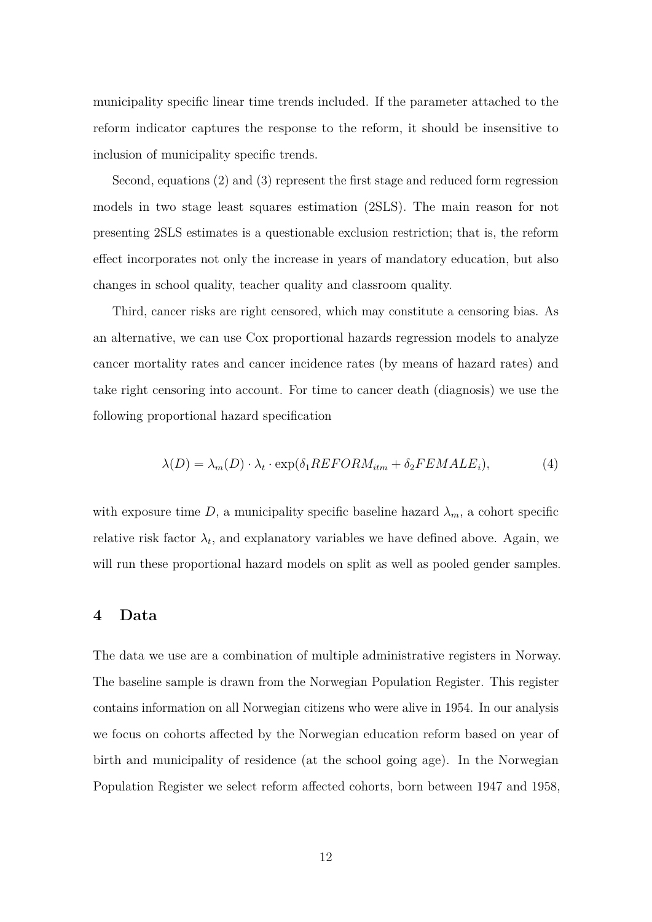municipality specific linear time trends included. If the parameter attached to the reform indicator captures the response to the reform, it should be insensitive to inclusion of municipality specific trends.

Second, equations (2) and (3) represent the first stage and reduced form regression models in two stage least squares estimation (2SLS). The main reason for not presenting 2SLS estimates is a questionable exclusion restriction; that is, the reform effect incorporates not only the increase in years of mandatory education, but also changes in school quality, teacher quality and classroom quality.

Third, cancer risks are right censored, which may constitute a censoring bias. As an alternative, we can use Cox proportional hazards regression models to analyze cancer mortality rates and cancer incidence rates (by means of hazard rates) and take right censoring into account. For time to cancer death (diagnosis) we use the following proportional hazard specification

$$\lambda(D) = \lambda_m(D) \cdot \lambda_t \cdot \exp(\delta_1 REFORM_{itm} + \delta_2 FEMALE_i), \tag{4}$$

with exposure time $D$, a municipality specific baseline hazard $\lambda_m$, a cohort specific relative risk factor $\lambda_t$, and explanatory variables we have defined above. Again, we will run these proportional hazard models on split as well as pooled gender samples.

## 4 Data

The data we use are a combination of multiple administrative registers in Norway. The baseline sample is drawn from the Norwegian Population Register. This register contains information on all Norwegian citizens who were alive in 1954. In our analysis we focus on cohorts affected by the Norwegian education reform based on year of birth and municipality of residence (at the school going age). In the Norwegian Population Register we select reform affected cohorts, born between 1947 and 1958,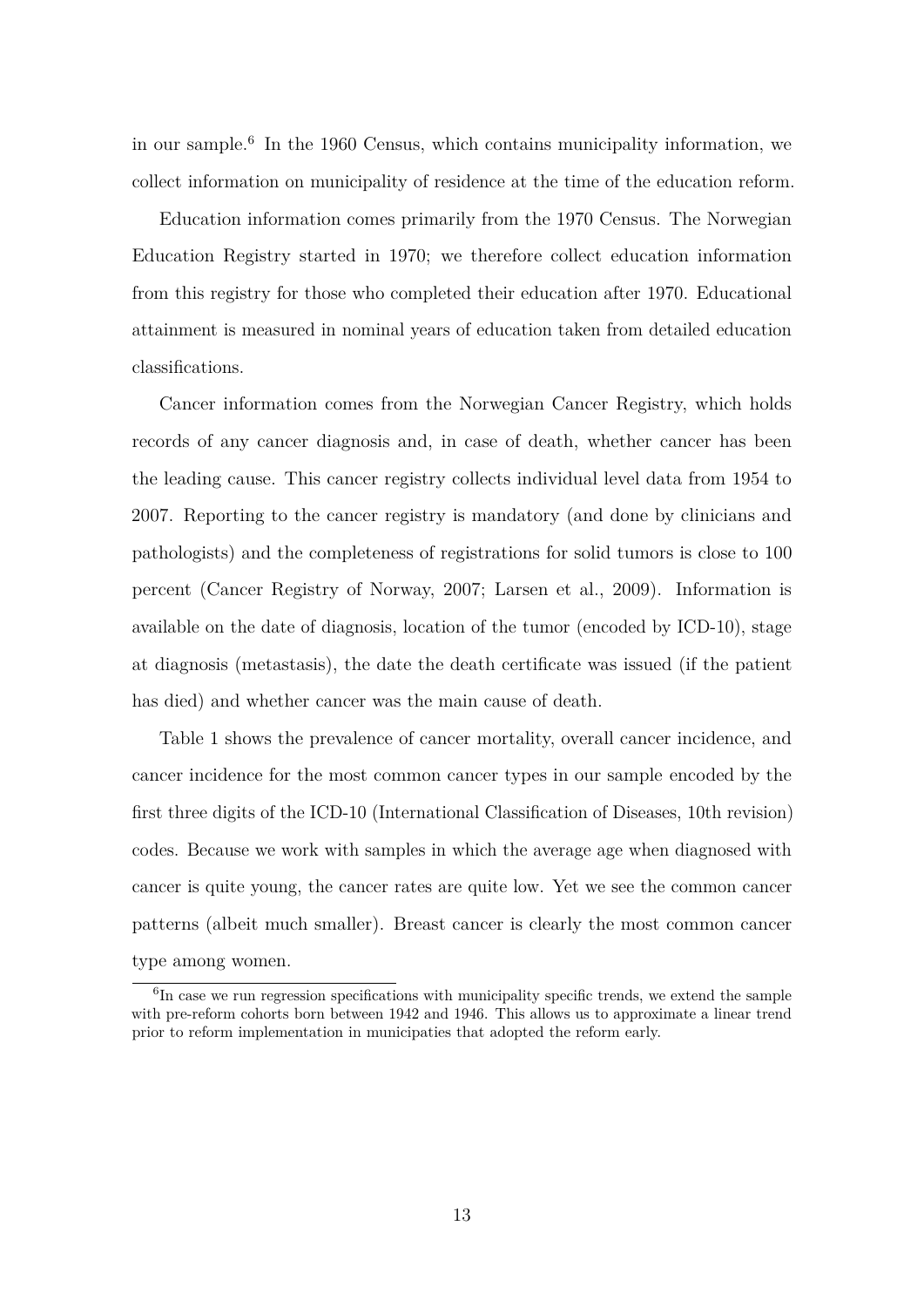in our sample.[6] In the 1960 Census, which contains municipality information, we collect information on municipality of residence at the time of the education reform.

Education information comes primarily from the 1970 Census. The Norwegian Education Registry started in 1970; we therefore collect education information from this registry for those who completed their education after 1970. Educational attainment is measured in nominal years of education taken from detailed education classifications.

Cancer information comes from the Norwegian Cancer Registry, which holds records of any cancer diagnosis and, in case of death, whether cancer has been the leading cause. This cancer registry collects individual level data from 1954 to 2007. Reporting to the cancer registry is mandatory (and done by clinicians and pathologists) and the completeness of registrations for solid tumors is close to 100 percent (Cancer Registry of Norway, 2007; Larsen et al., 2009). Information is available on the date of diagnosis, location of the tumor (encoded by ICD-10), stage at diagnosis (metastasis), the date the death certificate was issued (if the patient has died) and whether cancer was the main cause of death.

Table 1 shows the prevalence of cancer mortality, overall cancer incidence, and cancer incidence for the most common cancer types in our sample encoded by the first three digits of the ICD-10 (International Classification of Diseases, 10th revision) codes. Because we work with samples in which the average age when diagnosed with cancer is quite young, the cancer rates are quite low. Yet we see the common cancer patterns (albeit much smaller). Breast cancer is clearly the most common cancer type among women.

[6] In case we run regression specifications with municipality specific trends, we extend the sample with pre-reform cohorts born between 1942 and 1946. This allows us to approximate a linear trend prior to reform implementation in municipaties that adopted the reform early.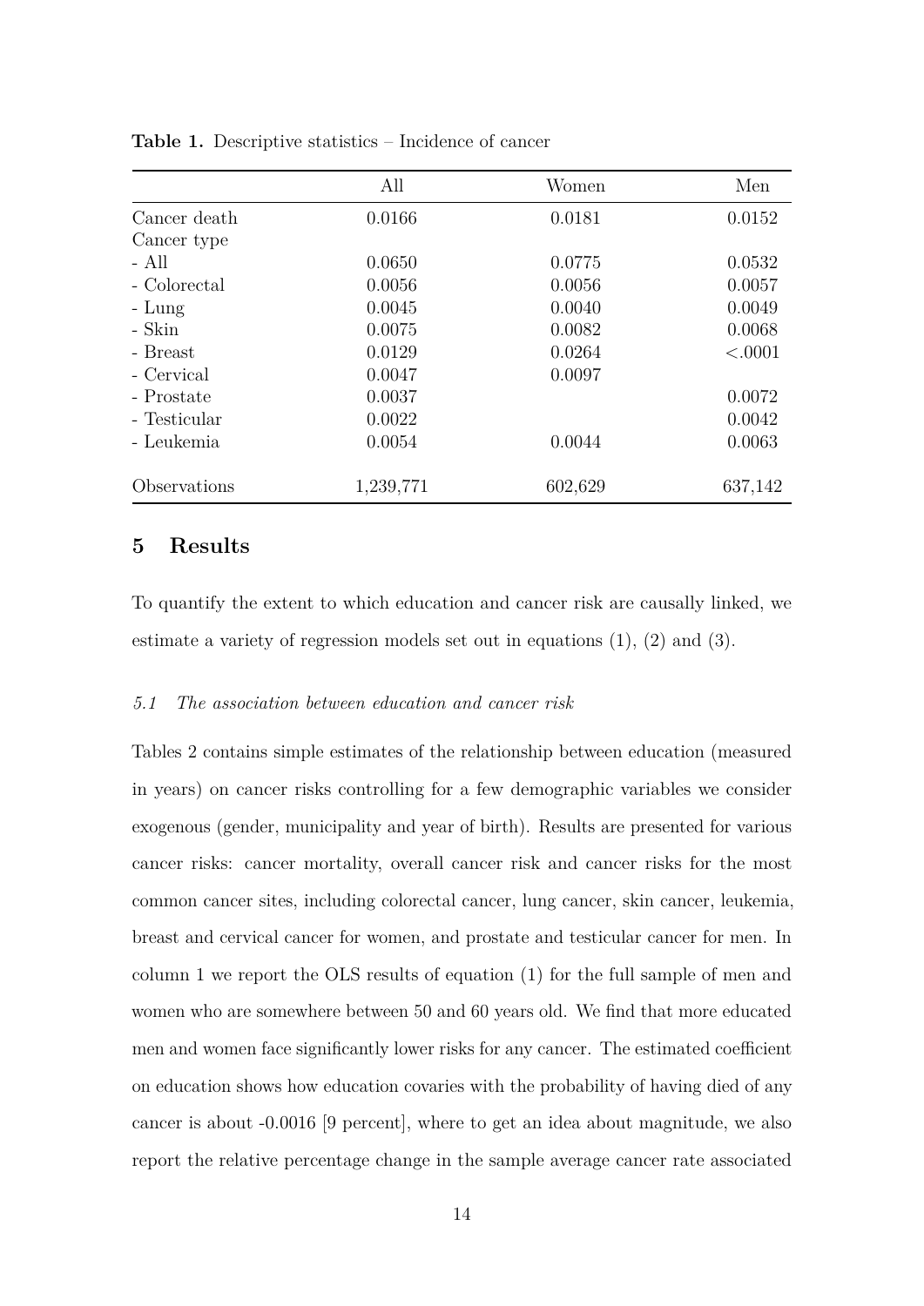**Table 1.** Descriptive statistics – Incidence of cancer

| | All | Women | Men |
|---|---|---|---|
| Cancer death | 0.0166 | 0.0181 | 0.0152 |
| Cancer type | | | |
| - All | 0.0650 | 0.0775 | 0.0532 |
| - Colorectal | 0.0056 | 0.0056 | 0.0057 |
| - Lung | 0.0045 | 0.0040 | 0.0049 |
| - Skin | 0.0075 | 0.0082 | 0.0068 |
| - Breast | 0.0129 | 0.0264 | <.0001 |
| - Cervical | 0.0047 | 0.0097 | |
| - Prostate | 0.0037 | | 0.0072 |
| - Testicular | 0.0022 | | 0.0042 |
| - Leukemia | 0.0054 | 0.0044 | 0.0063 |
| Observations | 1,239,771 | 602,629 | 637,142 |

## 5 Results

To quantify the extent to which education and cancer risk are causally linked, we estimate a variety of regression models set out in equations (1), (2) and (3).

### *5.1 The association between education and cancer risk*

Tables 2 contains simple estimates of the relationship between education (measured in years) on cancer risks controlling for a few demographic variables we consider exogenous (gender, municipality and year of birth). Results are presented for various cancer risks: cancer mortality, overall cancer risk and cancer risks for the most common cancer sites, including colorectal cancer, lung cancer, skin cancer, leukemia, breast and cervical cancer for women, and prostate and testicular cancer for men. In column 1 we report the OLS results of equation (1) for the full sample of men and women who are somewhere between 50 and 60 years old. We find that more educated men and women face significantly lower risks for any cancer. The estimated coefficient on education shows how education covaries with the probability of having died of any cancer is about -0.0016 [9 percent], where to get an idea about magnitude, we also report the relative percentage change in the sample average cancer rate associated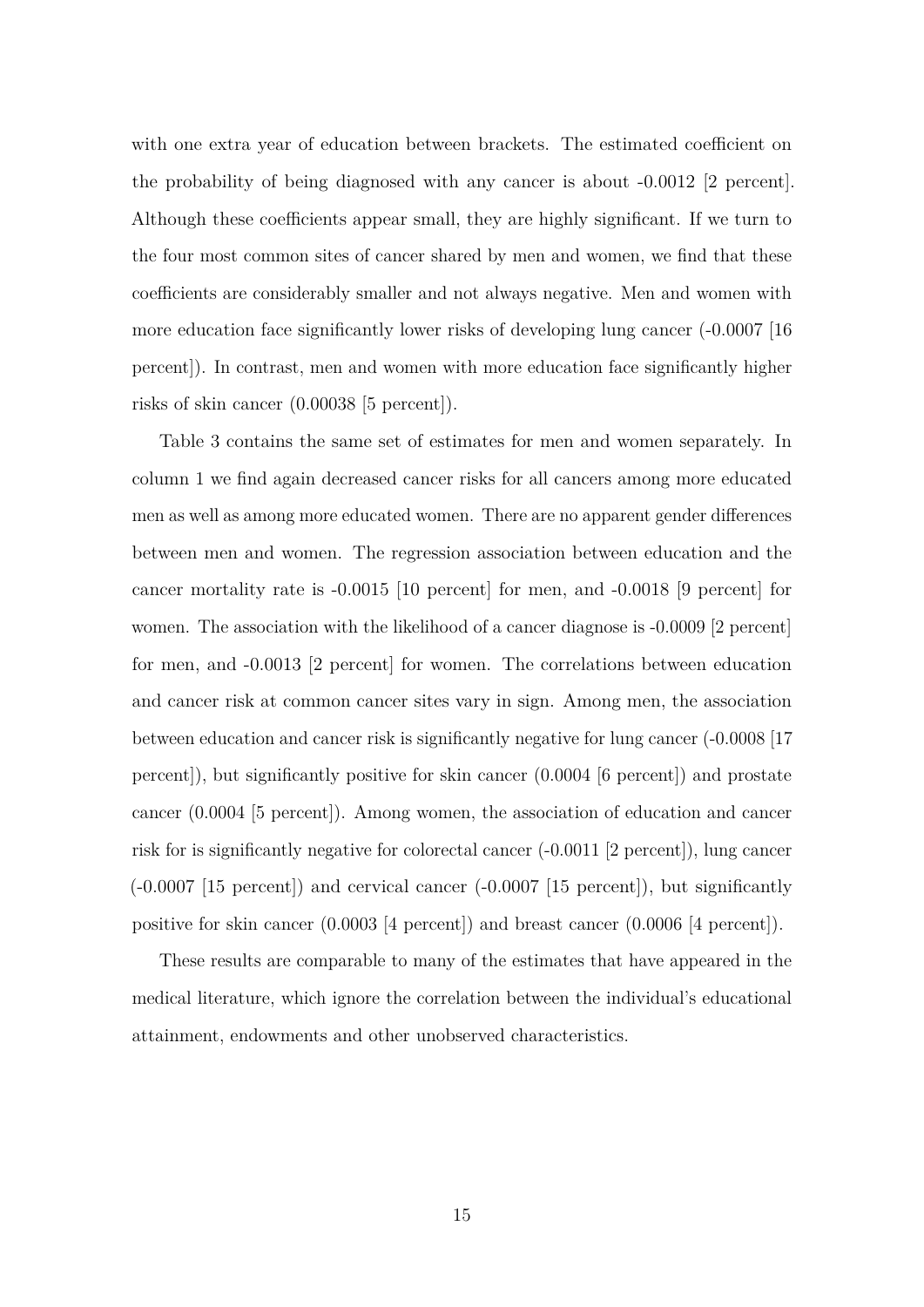with one extra year of education between brackets. The estimated coefficient on the probability of being diagnosed with any cancer is about -0.0012 [2 percent]. Although these coefficients appear small, they are highly significant. If we turn to the four most common sites of cancer shared by men and women, we find that these coefficients are considerably smaller and not always negative. Men and women with more education face significantly lower risks of developing lung cancer (-0.0007 [16 percent]). In contrast, men and women with more education face significantly higher risks of skin cancer (0.00038 [5 percent]).

Table 3 contains the same set of estimates for men and women separately. In column 1 we find again decreased cancer risks for all cancers among more educated men as well as among more educated women. There are no apparent gender differences between men and women. The regression association between education and the cancer mortality rate is -0.0015 [10 percent] for men, and -0.0018 [9 percent] for women. The association with the likelihood of a cancer diagnose is -0.0009 [2 percent] for men, and -0.0013 [2 percent] for women. The correlations between education and cancer risk at common cancer sites vary in sign. Among men, the association between education and cancer risk is significantly negative for lung cancer (-0.0008 [17 percent]), but significantly positive for skin cancer (0.0004 [6 percent]) and prostate cancer (0.0004 [5 percent]). Among women, the association of education and cancer risk for is significantly negative for colorectal cancer (-0.0011 [2 percent]), lung cancer (-0.0007 [15 percent]) and cervical cancer (-0.0007 [15 percent]), but significantly positive for skin cancer (0.0003 [4 percent]) and breast cancer (0.0006 [4 percent]).

These results are comparable to many of the estimates that have appeared in the medical literature, which ignore the correlation between the individual's educational attainment, endowments and other unobserved characteristics.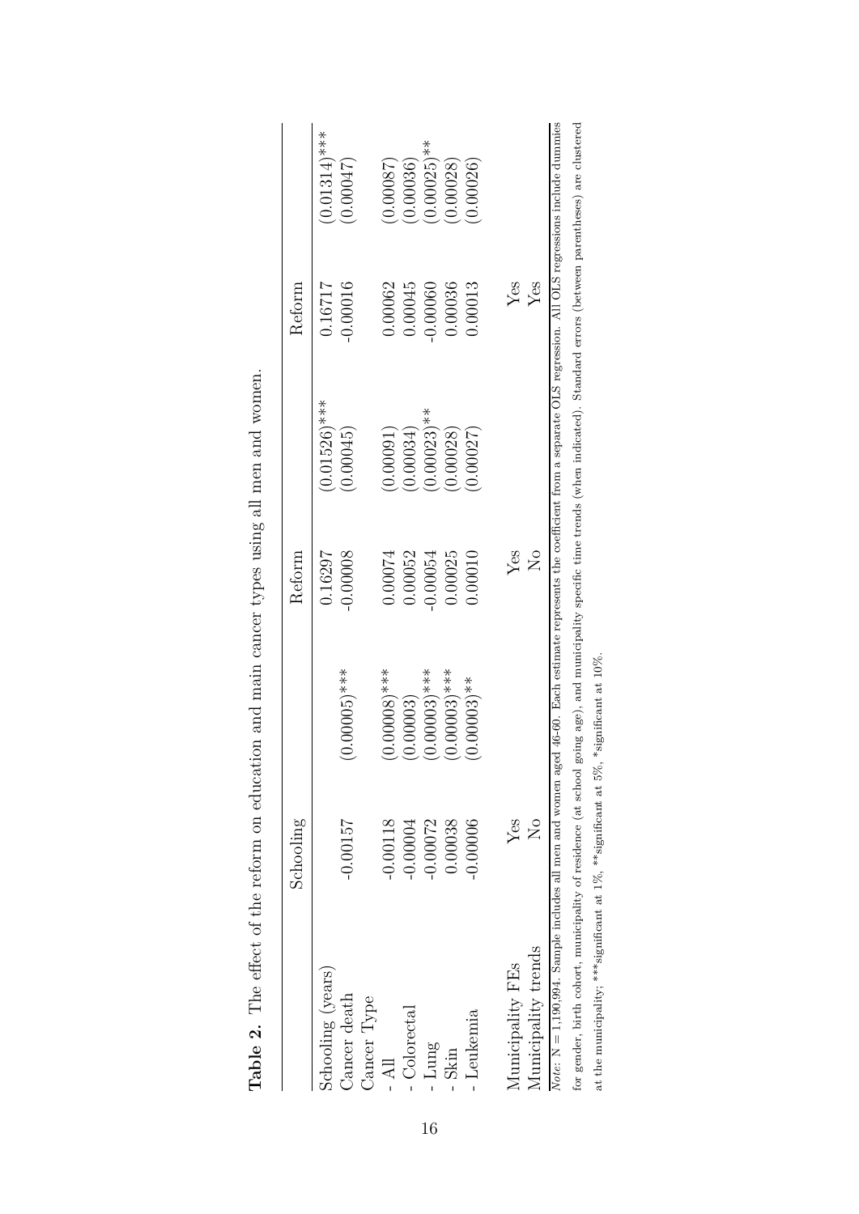**Table 2.** The effect of the reform on education and main cancer types using all men and women.

| | Schooling | | Reform | | Reform | |
|---|---|---|---|---|---|---|
| Schooling (years) | | | 0.16297 | (0.01526)*** | 0.16717 | (0.01314)*** |
| Cancer death | -0.00157 | (0.00005)*** | -0.00008 | (0.00045) | -0.00016 | (0.00047) |
| Cancer Type | | | | | | |
| - All | -0.00118 | (0.00008)*** | 0.00074 | (0.00091) | 0.00062 | (0.00087) |
| - Colorectal | -0.00004 | (0.00003) | 0.00052 | (0.00034) | 0.00045 | (0.00036) |
| - Lung | -0.00072 | (0.00003)*** | -0.00054 | (0.00023)** | -0.00060 | (0.00025)** |
| - Skin | 0.00038 | (0.00003)*** | 0.00025 | (0.00028) | 0.00036 | (0.00028) |
| - Leukemia | -0.00006 | (0.00003)** | 0.00010 | (0.00027) | 0.00013 | (0.00026) |
| Municipality FEs | Yes | | Yes | | Yes | |
| Municipality trends | No | | No | | Yes | |

*Note*: N = 1,190,994. Sample includes all men and women aged 46-60. Each estimate represents the coefficient from a separate OLS regression. All OLS regressions include dummies for gender, birth cohort, municipality of residence (at school going age), and municipality specific time trends (when indicated). Standard errors (between parentheses) are clustered at the municipality; ***significant at 1%, **significant at 5%, *significant at 10%.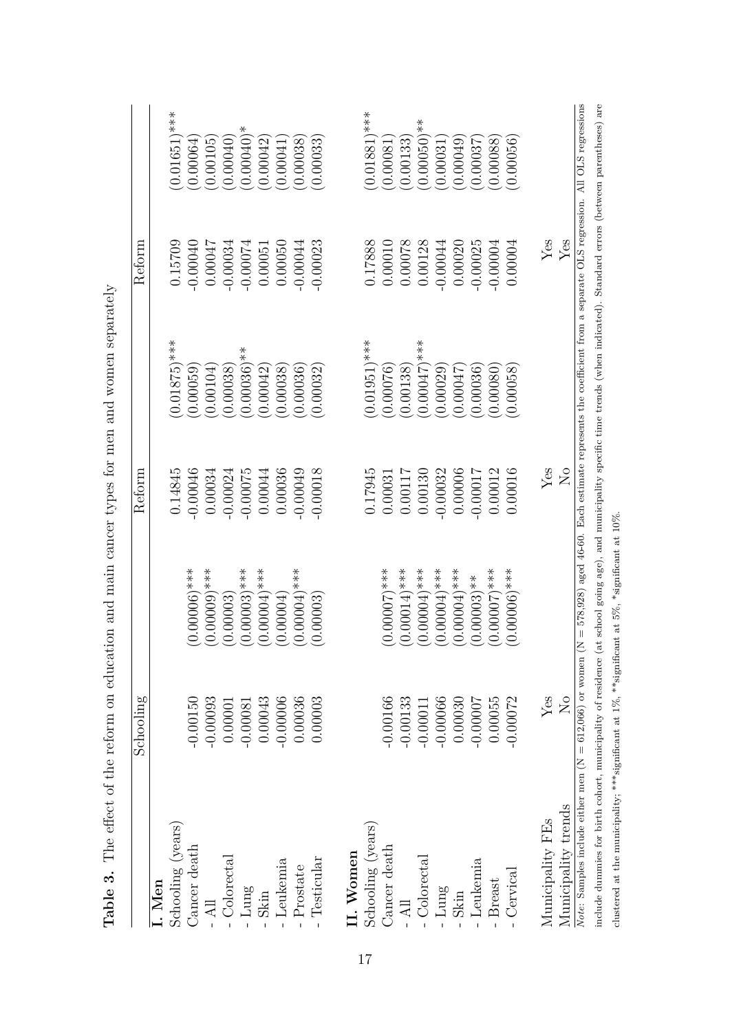**Table 3.** The effect of the reform on education and main cancer types for men and women separately

| | Schooling | | Reform | | Reform | |
|---|---|---|---|---|---|---|
| **I. Men** | | | | | | |
| Schooling (years) | | | 0.14845 | (0.01875)*** | 0.15709 | (0.01651)*** |
| Cancer death | | | | | | |
| - All | -0.00150 | (0.00006)*** | -0.00046 | (0.00059) | -0.00040 | (0.00064) |
| - Colorectal | -0.00093 | (0.00009)*** | 0.00034 | (0.00104) | 0.00047 | (0.00105) |
| - Lung | 0.00001 | (0.00003) | -0.00024 | (0.00038) | -0.00034 | (0.00040) |
| - Skin | -0.00081 | (0.00003)*** | -0.00075 | (0.00036)** | -0.00074 | (0.00040)* |
| - Leukemia | 0.00043 | (0.00004)*** | 0.00044 | (0.00042) | 0.0051 | (0.00042) |
| - Prostate | -0.00006 | (0.00004) | 0.00036 | (0.00038) | 0.00050 | (0.00041) |
| - Testicular | 0.00036 | (0.00004)*** | -0.00049 | (0.00036) | -0.00044 | (0.00038) |
| | 0.00003 | (0.00003) | -0.00018 | (0.00032) | -0.00023 | (0.00033) |
| | | | | | | |
| **II. Women** | | | | | | |
| Schooling (years) | | | 0.17945 | (0.01951)*** | 0.17888 | (0.01881)*** |
| Cancer death | | | | | | |
| - All | -0.00166 | (0.00007)*** | 0.00031 | (0.00076) | 0.00010 | (0.00081) |
| - Colorectal | -0.00133 | (0.00014)*** | 0.00117 | (0.00138) | 0.00078 | (0.00133) |
| - Lung | -0.00011 | (0.00004)*** | 0.00130 | (0.00047)*** | 0.00128 | (0.00050)** |
| - Skin | -0.00066 | (0.00004)*** | -0.00032 | (0.00029) | -0.00044 | (0.00031) |
| - Leukemia | 0.00030 | (0.00004)*** | 0.00006 | (0.00047) | 0.00020 | (0.00049) |
| - Breast | -0.00007 | (0.00003)** | -0.00017 | (0.00036) | -0.00025 | (0.00037) |
| - Cervical | 0.00055 | (0.00007)*** | 0.00012 | (0.00080) | -0.00004 | (0.00088) |
| | -0.00072 | (0.00006)*** | 0.00016 | (0.00058) | 0.00004 | (0.00056) |
| | | | | | | |
| Municipality FEs | Yes | | Yes | | Yes | |
| Municipality trends | No | | No | | Yes | |

*Note:* Samples include either men (N = 612,066) or women (N = 578,928) aged 46-60. Each estimate represents the coefficient from a separate OLS regression. All OLS regressions include dummies for birth cohort, municipality of residence (at school going age), and municipality specific time trends (when indicated). Standard errors (between parentheses) are clustered at the municipality; ***significant at 1%, **significant at 5%, *significant at 10%.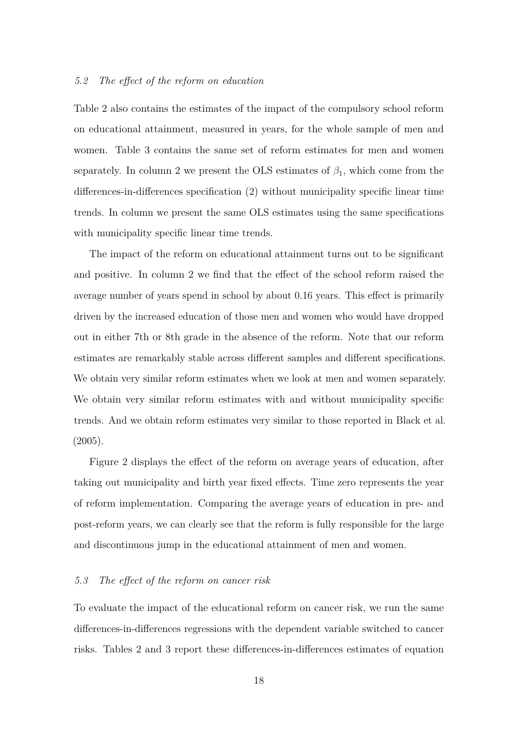### 5.2 *The effect of the reform on education*

Table 2 also contains the estimates of the impact of the compulsory school reform on educational attainment, measured in years, for the whole sample of men and women. Table 3 contains the same set of reform estimates for men and women separately. In column 2 we present the OLS estimates of $\beta_1$, which come from the differences-in-differences specification (2) without municipality specific linear time trends. In column we present the same OLS estimates using the same specifications with municipality specific linear time trends.

The impact of the reform on educational attainment turns out to be significant and positive. In column 2 we find that the effect of the school reform raised the average number of years spend in school by about 0.16 years. This effect is primarily driven by the increased education of those men and women who would have dropped out in either 7th or 8th grade in the absence of the reform. Note that our reform estimates are remarkably stable across different samples and different specifications. We obtain very similar reform estimates when we look at men and women separately. We obtain very similar reform estimates with and without municipality specific trends. And we obtain reform estimates very similar to those reported in Black et al. (2005).

Figure 2 displays the effect of the reform on average years of education, after taking out municipality and birth year fixed effects. Time zero represents the year of reform implementation. Comparing the average years of education in pre- and post-reform years, we can clearly see that the reform is fully responsible for the large and discontinuous jump in the educational attainment of men and women.

### 5.3 *The effect of the reform on cancer risk*

To evaluate the impact of the educational reform on cancer risk, we run the same differences-in-differences regressions with the dependent variable switched to cancer risks. Tables 2 and 3 report these differences-in-differences estimates of equation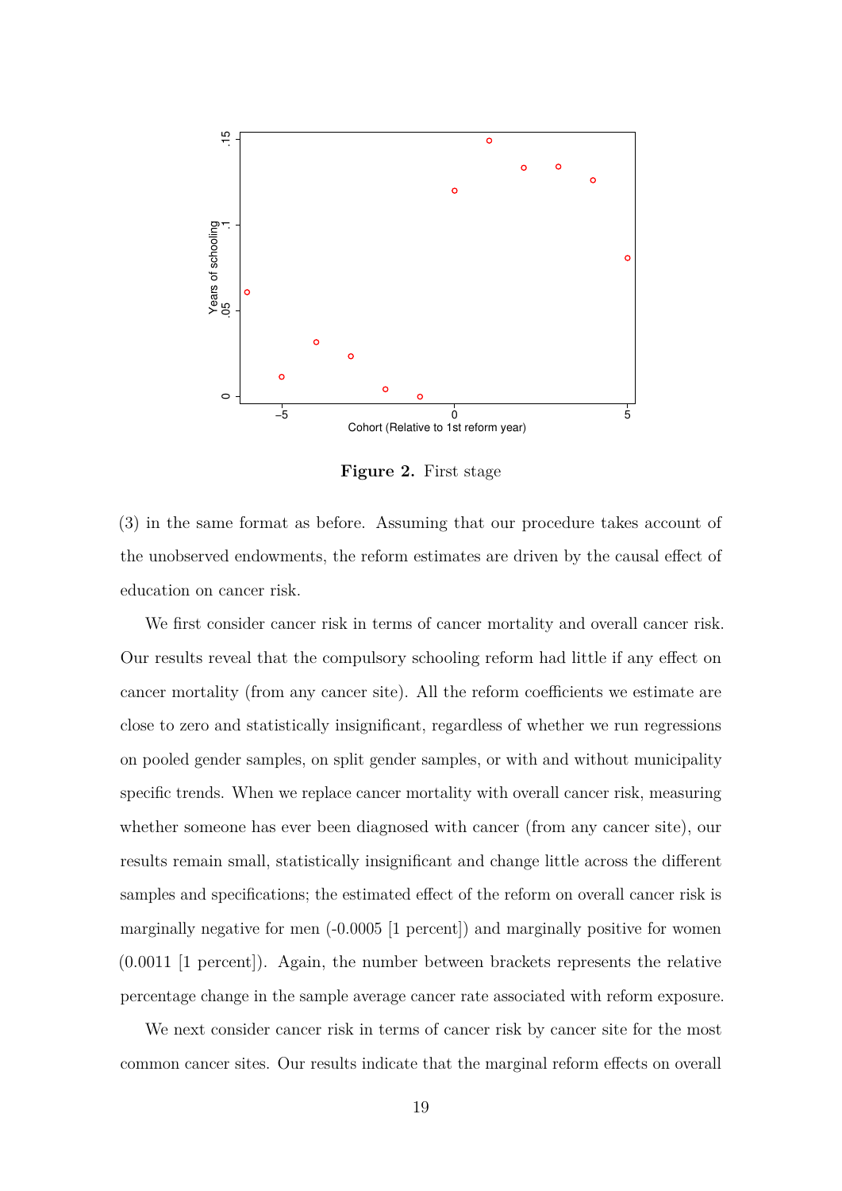**Figure 2.** First stage

(3) in the same format as before. Assuming that our procedure takes account of the unobserved endowments, the reform estimates are driven by the causal effect of education on cancer risk.

We first consider cancer risk in terms of cancer mortality and overall cancer risk. Our results reveal that the compulsory schooling reform had little if any effect on cancer mortality (from any cancer site). All the reform coefficients we estimate are close to zero and statistically insignificant, regardless of whether we run regressions on pooled gender samples, on split gender samples, or with and without municipality specific trends. When we replace cancer mortality with overall cancer risk, measuring whether someone has ever been diagnosed with cancer (from any cancer site), our results remain small, statistically insignificant and change little across the different samples and specifications; the estimated effect of the reform on overall cancer risk is marginally negative for men (-0.0005 [1 percent]) and marginally positive for women (0.0011 [1 percent]). Again, the number between brackets represents the relative percentage change in the sample average cancer rate associated with reform exposure.

We next consider cancer risk in terms of cancer risk by cancer site for the most common cancer sites. Our results indicate that the marginal reform effects on overall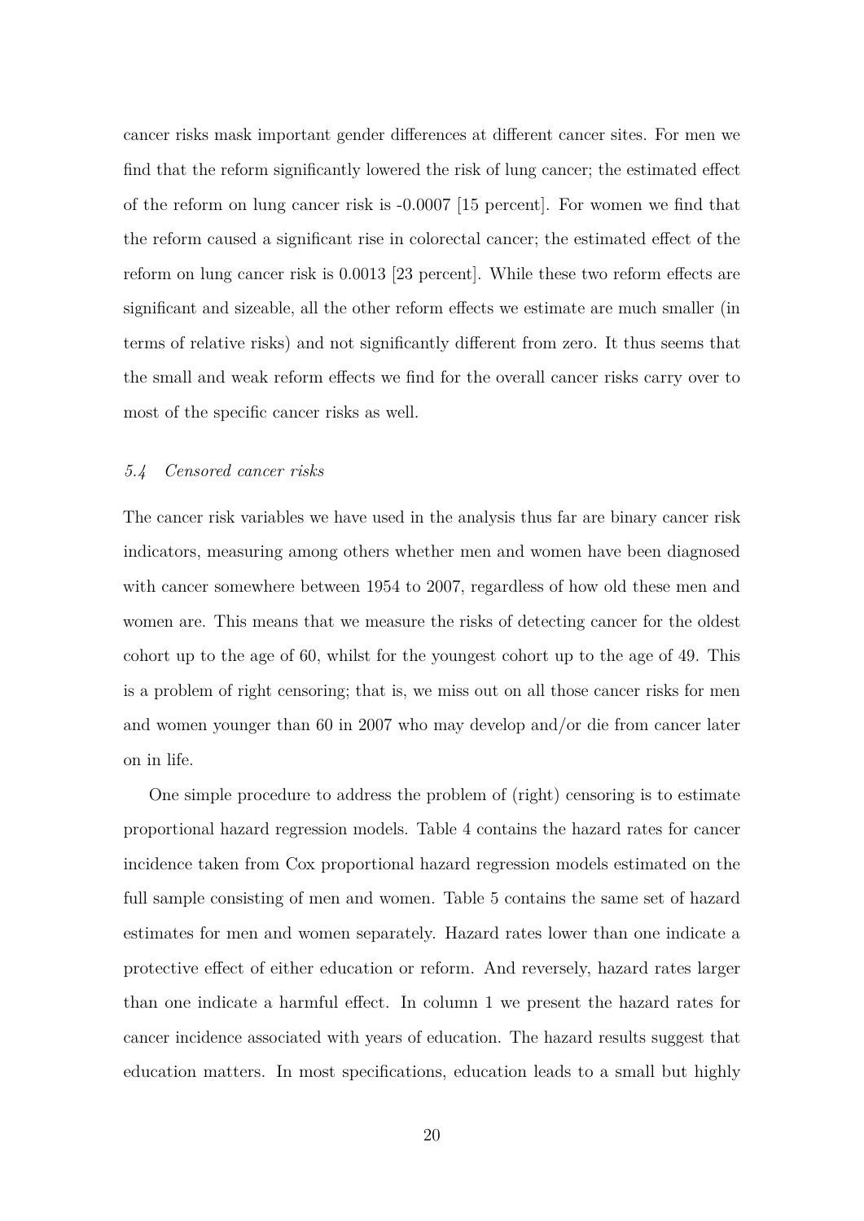cancer risks mask important gender differences at different cancer sites. For men we find that the reform significantly lowered the risk of lung cancer; the estimated effect of the reform on lung cancer risk is -0.0007 [15 percent]. For women we find that the reform caused a significant rise in colorectal cancer; the estimated effect of the reform on lung cancer risk is 0.0013 [23 percent]. While these two reform effects are significant and sizeable, all the other reform effects we estimate are much smaller (in terms of relative risks) and not significantly different from zero. It thus seems that the small and weak reform effects we find for the overall cancer risks carry over to most of the specific cancer risks as well.

### *5.4 Censored cancer risks*

The cancer risk variables we have used in the analysis thus far are binary cancer risk indicators, measuring among others whether men and women have been diagnosed with cancer somewhere between 1954 to 2007, regardless of how old these men and women are. This means that we measure the risks of detecting cancer for the oldest cohort up to the age of 60, whilst for the youngest cohort up to the age of 49. This is a problem of right censoring; that is, we miss out on all those cancer risks for men and women younger than 60 in 2007 who may develop and/or die from cancer later on in life.

One simple procedure to address the problem of (right) censoring is to estimate proportional hazard regression models. Table 4 contains the hazard rates for cancer incidence taken from Cox proportional hazard regression models estimated on the full sample consisting of men and women. Table 5 contains the same set of hazard estimates for men and women separately. Hazard rates lower than one indicate a protective effect of either education or reform. And reversely, hazard rates larger than one indicate a harmful effect. In column 1 we present the hazard rates for cancer incidence associated with years of education. The hazard results suggest that education matters. In most specifications, education leads to a small but highly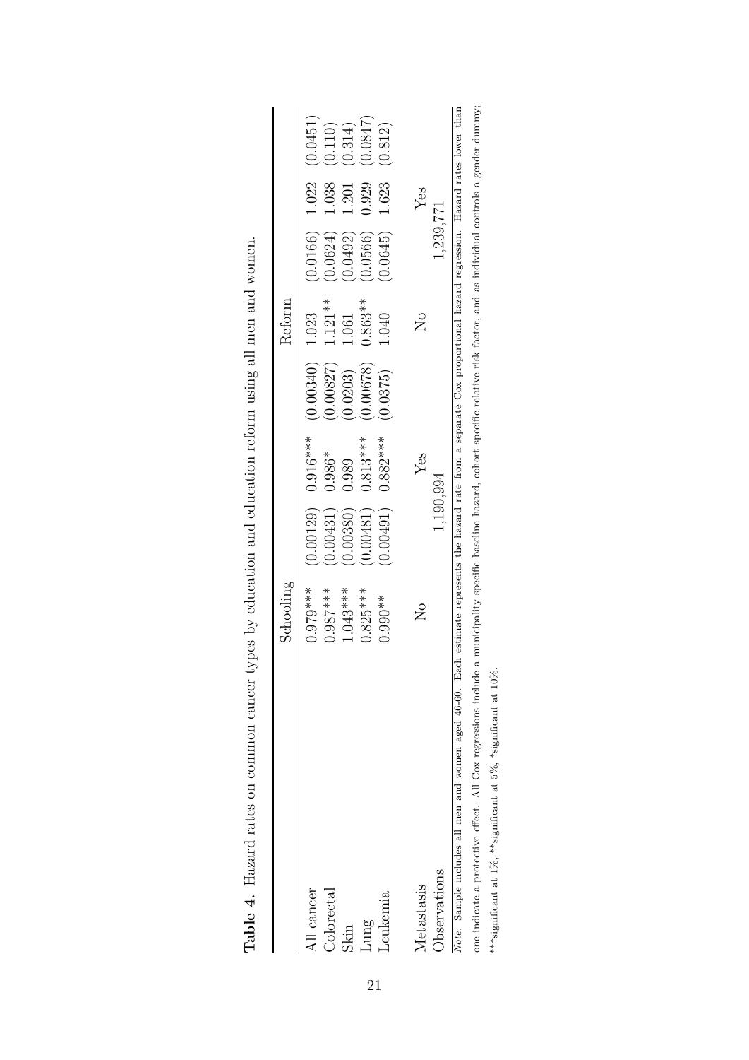**Table 4.** Hazard rates on common cancer types by education and education reform using all men and women.

| | Schooling | | | | Reform | | | |
|---|---|---|---|---|---|---|---|---|
| All cancer | 0.979*** | (0.00129) | 0.916*** | (0.00340) | 1.023 | (0.0166) | 1.022 | (0.0451) |
| Colorectal | 0.987*** | (0.00431) | 0.986* | (0.00827) | 1.121** | (0.0624) | 1.038 | (0.110) |
| Skin | 1.043*** | (0.00380) | 0.989 | (0.0203) | 1.061 | (0.0492) | 1.201 | (0.314) |
| Lung | 0.825*** | (0.00481) | 0.813*** | (0.00678) | 0.863** | (0.0566) | 0.929 | (0.0847) |
| Leukemia | 0.990** | (0.00491) | 0.882*** | (0.0375) | 1.040 | (0.0645) | 1.623 | (0.812) |
| | | | | | | | | |
| Metastasis | No | | Yes | | No | | Yes | |
| Observations | | 1,190,994 | | | | 1,239,771 | | |

*Note:* Sample includes all men and women aged 46-60. Each estimate represents the hazard rate from a separate Cox proportional hazard regression. Hazard rates lower than one indicate a protective effect. All Cox regressions include a municipality specific baseline hazard, cohort specific relative risk factor, and as individual controls a gender dummy; ***significant at 1%, **significant at 5%, *significant at 10%.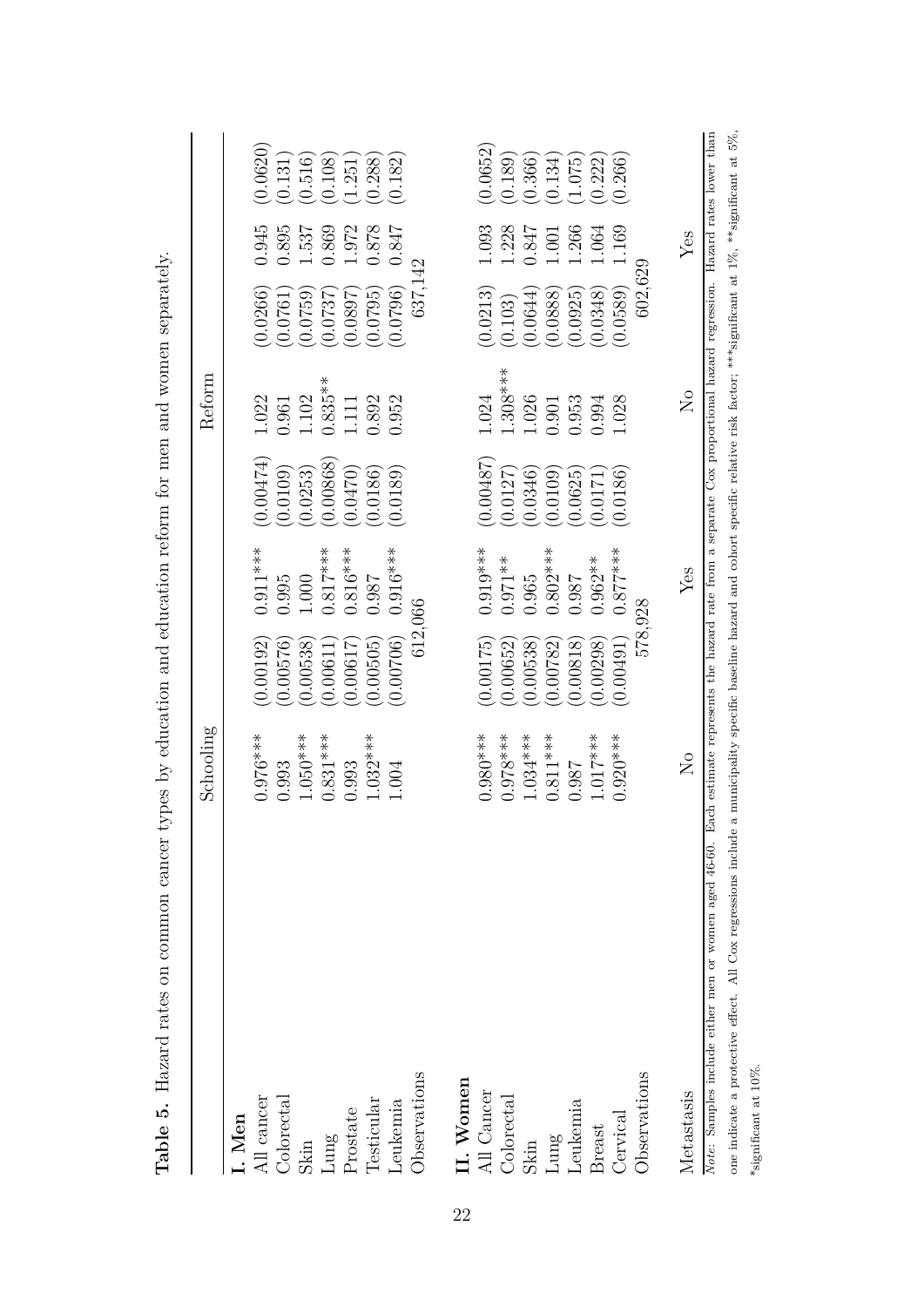**Table 5.** Hazard rates on common cancer types by education and education reform for men and women separately.

| | Schooling | | | | Reform | | | |
|---|---|---|---|---|---|---|---|---|
| **I. Men** | | | | | | | | |
| All cancer | 0.976*** | (0.00192) | 0.911*** | (0.00474) | 1.022 | (0.0266) | 0.945 | (0.0620) |
| Colorectal | 0.993 | (0.00576) | 0.995 | (0.0109) | 0.961 | (0.0761) | 0.895 | (0.131) |
| Skin | 1.050*** | (0.00538) | 1.000 | (0.0253) | 1.102 | (0.0759) | 1.537 | (0.516) |
| Lung | 0.831*** | (0.00611) | 0.817*** | (0.00868) | 0.835** | (0.0737) | 0.869 | (0.108) |
| Prostate | 0.993 | (0.00617) | 0.816*** | (0.0470) | 1.111 | (0.0897) | 1.972 | (1.251) |
| Testicular | 1.032*** | (0.00505) | 0.987 | (0.0186) | 0.892 | (0.0795) | 0.878 | (0.288) |
| Leukemia | 1.004 | (0.00706) | 0.916*** | (0.0189) | 0.952 | (0.0796) | 0.847 | (0.182) |
| Observations | 612,066 | | | | 637,142 | | | |
| **II. Women** | | | | | | | | |
| All Cancer | 0.980*** | (0.00175) | 0.919*** | (0.00487) | 1.024 | (0.0213) | 1.093 | (0.0652) |
| Colorectal | 0.978*** | (0.00652) | 0.971** | (0.0127) | 1.308*** | (0.103) | 1.228 | (0.189) |
| Skin | 1.034*** | (0.00538) | 0.965 | (0.0346) | 1.026 | (0.0644) | 0.847 | (0.366) |
| Lung | 0.811*** | (0.00782) | 0.802*** | (0.0109) | 0.901 | (0.0888) | 1.001 | (0.134) |
| Leukemia | 0.987 | (0.00818) | 0.987 | (0.0625) | 0.953 | (0.0925) | 1.266 | (1.075) |
| Breast | 1.017*** | (0.00298) | 0.962** | (0.0171) | 0.994 | (0.0348) | 1.064 | (0.222) |
| Cervical | 0.920*** | (0.00491) | 0.877*** | (0.0186) | 1.028 | (0.0589) | 1.169 | (0.266) |
| Observations | 578,928 | | | | 602,629 | | | |
| Metastasis | No | | Yes | | No | | Yes | |

*Note:* Samples include either men or women aged 46-60. Each estimate represents the hazard rate from a separate Cox proportional hazard regression. Hazard rates lower than one indicate a protective effect. All Cox regressions include a municipality specific baseline hazard and cohort specific relative risk factor; ***significant at 1%, **significant at 5%, *significant at 10%.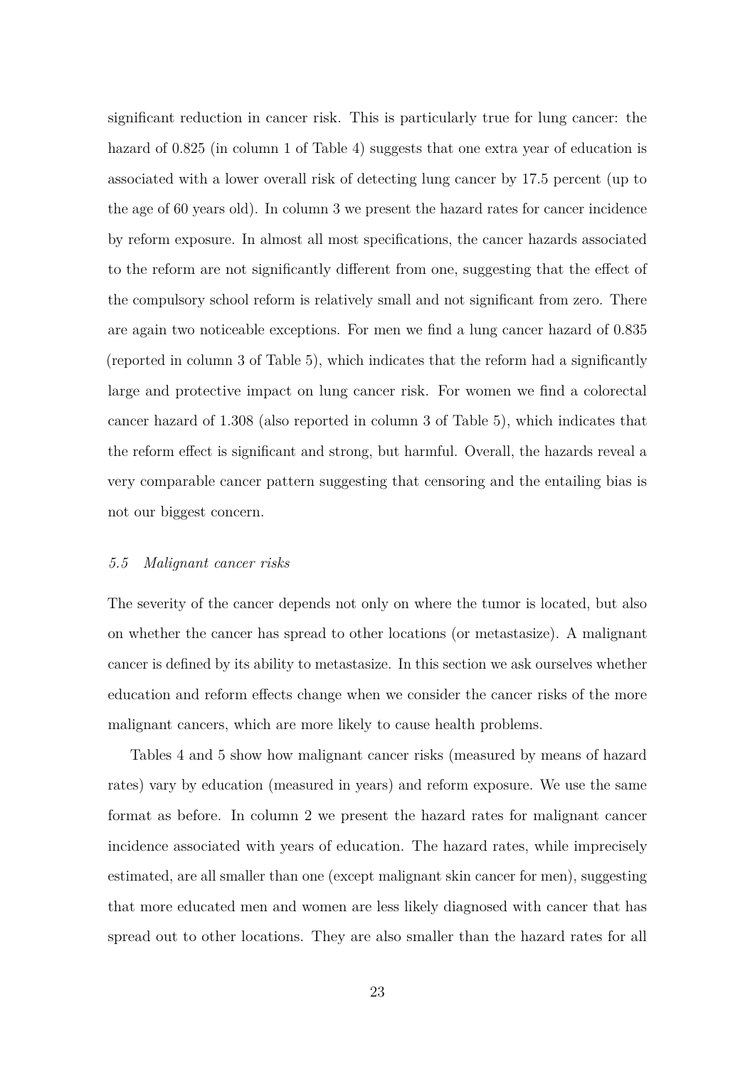significant reduction in cancer risk. This is particularly true for lung cancer: the hazard of 0.825 (in column 1 of Table 4) suggests that one extra year of education is associated with a lower overall risk of detecting lung cancer by 17.5 percent (up to the age of 60 years old). In column 3 we present the hazard rates for cancer incidence by reform exposure. In almost all most specifications, the cancer hazards associated to the reform are not significantly different from one, suggesting that the effect of the compulsory school reform is relatively small and not significant from zero. There are again two noticeable exceptions. For men we find a lung cancer hazard of 0.835 (reported in column 3 of Table 5), which indicates that the reform had a significantly large and protective impact on lung cancer risk. For women we find a colorectal cancer hazard of 1.308 (also reported in column 3 of Table 5), which indicates that the reform effect is significant and strong, but harmful. Overall, the hazards reveal a very comparable cancer pattern suggesting that censoring and the entailing bias is not our biggest concern.

### *5.5 Malignant cancer risks*

The severity of the cancer depends not only on where the tumor is located, but also on whether the cancer has spread to other locations (or metastasize). A malignant cancer is defined by its ability to metastasize. In this section we ask ourselves whether education and reform effects change when we consider the cancer risks of the more malignant cancers, which are more likely to cause health problems.

Tables 4 and 5 show how malignant cancer risks (measured by means of hazard rates) vary by education (measured in years) and reform exposure. We use the same format as before. In column 2 we present the hazard rates for malignant cancer incidence associated with years of education. The hazard rates, while imprecisely estimated, are all smaller than one (except malignant skin cancer for men), suggesting that more educated men and women are less likely diagnosed with cancer that has spread out to other locations. They are also smaller than the hazard rates for all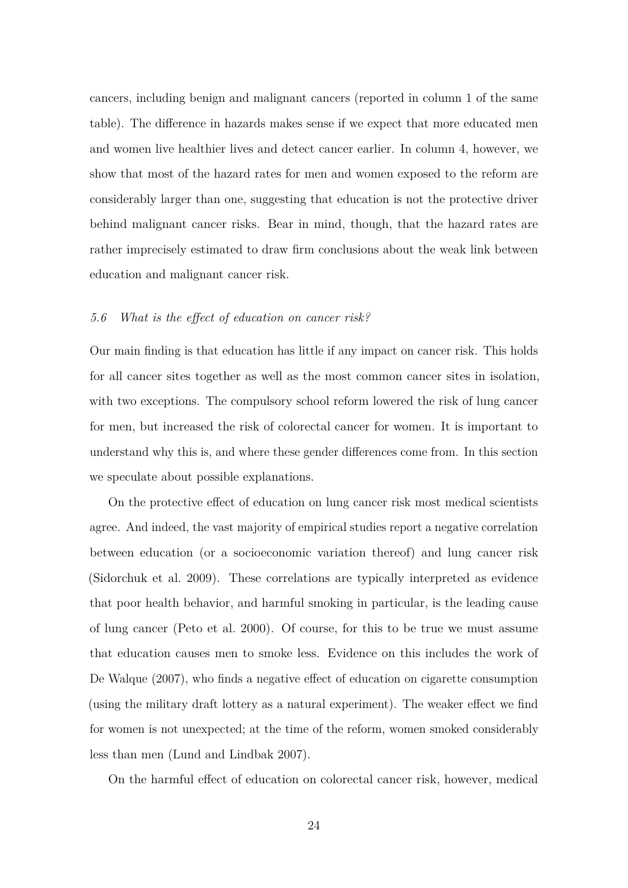cancers, including benign and malignant cancers (reported in column 1 of the same table). The difference in hazards makes sense if we expect that more educated men and women live healthier lives and detect cancer earlier. In column 4, however, we show that most of the hazard rates for men and women exposed to the reform are considerably larger than one, suggesting that education is not the protective driver behind malignant cancer risks. Bear in mind, though, that the hazard rates are rather imprecisely estimated to draw firm conclusions about the weak link between education and malignant cancer risk.

### *5.6 What is the effect of education on cancer risk?*

Our main finding is that education has little if any impact on cancer risk. This holds for all cancer sites together as well as the most common cancer sites in isolation, with two exceptions. The compulsory school reform lowered the risk of lung cancer for men, but increased the risk of colorectal cancer for women. It is important to understand why this is, and where these gender differences come from. In this section we speculate about possible explanations.

On the protective effect of education on lung cancer risk most medical scientists agree. And indeed, the vast majority of empirical studies report a negative correlation between education (or a socioeconomic variation thereof) and lung cancer risk (Sidorchuk et al. 2009). These correlations are typically interpreted as evidence that poor health behavior, and harmful smoking in particular, is the leading cause of lung cancer (Peto et al. 2000). Of course, for this to be true we must assume that education causes men to smoke less. Evidence on this includes the work of De Walque (2007), who finds a negative effect of education on cigarette consumption (using the military draft lottery as a natural experiment). The weaker effect we find for women is not unexpected; at the time of the reform, women smoked considerably less than men (Lund and Lindbak 2007).

On the harmful effect of education on colorectal cancer risk, however, medical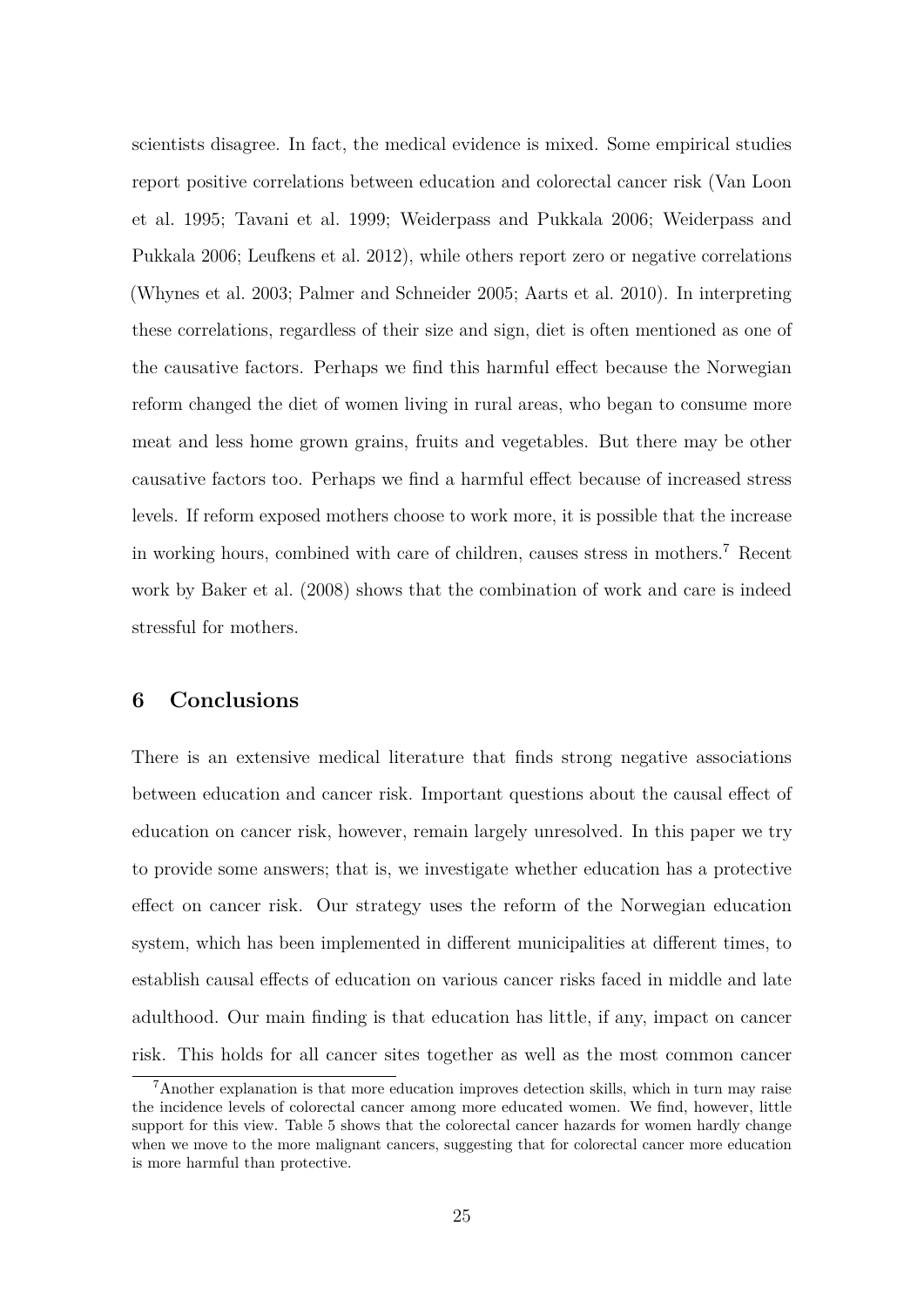scientists disagree. In fact, the medical evidence is mixed. Some empirical studies report positive correlations between education and colorectal cancer risk (Van Loon et al. 1995; Tavani et al. 1999; Weiderpass and Pukkala 2006; Weiderpass and Pukkala 2006; Leufkens et al. 2012), while others report zero or negative correlations (Whynes et al. 2003; Palmer and Schneider 2005; Aarts et al. 2010). In interpreting these correlations, regardless of their size and sign, diet is often mentioned as one of the causative factors. Perhaps we find this harmful effect because the Norwegian reform changed the diet of women living in rural areas, who began to consume more meat and less home grown grains, fruits and vegetables. But there may be other causative factors too. Perhaps we find a harmful effect because of increased stress levels. If reform exposed mothers choose to work more, it is possible that the increase in working hours, combined with care of children, causes stress in mothers.[7] Recent work by Baker et al. (2008) shows that the combination of work and care is indeed stressful for mothers.

## 6 Conclusions

There is an extensive medical literature that finds strong negative associations between education and cancer risk. Important questions about the causal effect of education on cancer risk, however, remain largely unresolved. In this paper we try to provide some answers; that is, we investigate whether education has a protective effect on cancer risk. Our strategy uses the reform of the Norwegian education system, which has been implemented in different municipalities at different times, to establish causal effects of education on various cancer risks faced in middle and late adulthood. Our main finding is that education has little, if any, impact on cancer risk. This holds for all cancer sites together as well as the most common cancer

[7] Another explanation is that more education improves detection skills, which in turn may raise the incidence levels of colorectal cancer among more educated women. We find, however, little support for this view. Table 5 shows that the colorectal cancer hazards for women hardly change when we move to the more malignant cancers, suggesting that for colorectal cancer more education is more harmful than protective.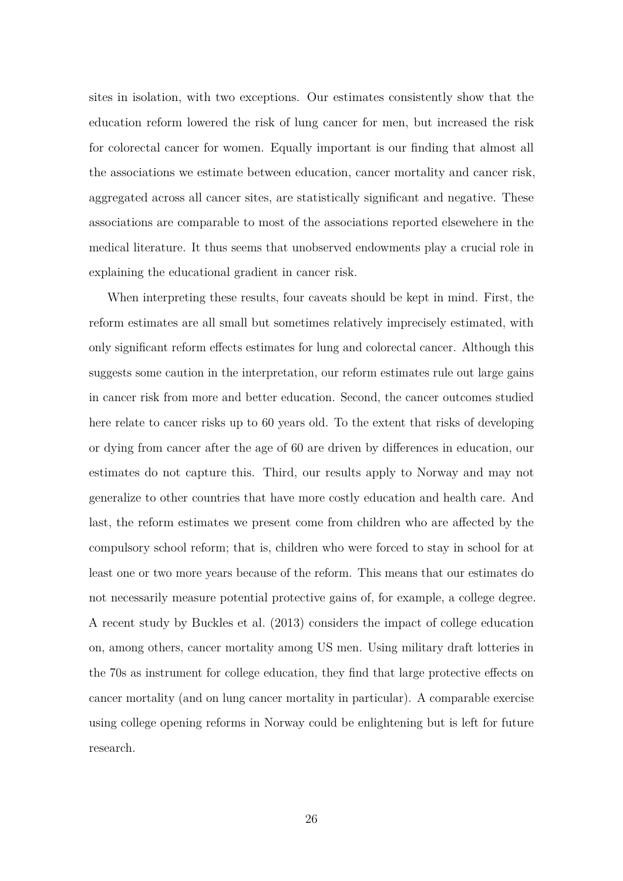sites in isolation, with two exceptions. Our estimates consistently show that the education reform lowered the risk of lung cancer for men, but increased the risk for colorectal cancer for women. Equally important is our finding that almost all the associations we estimate between education, cancer mortality and cancer risk, aggregated across all cancer sites, are statistically significant and negative. These associations are comparable to most of the associations reported elsewehere in the medical literature. It thus seems that unobserved endowments play a crucial role in explaining the educational gradient in cancer risk.

When interpreting these results, four caveats should be kept in mind. First, the reform estimates are all small but sometimes relatively imprecisely estimated, with only significant reform effects estimates for lung and colorectal cancer. Although this suggests some caution in the interpretation, our reform estimates rule out large gains in cancer risk from more and better education. Second, the cancer outcomes studied here relate to cancer risks up to 60 years old. To the extent that risks of developing or dying from cancer after the age of 60 are driven by differences in education, our estimates do not capture this. Third, our results apply to Norway and may not generalize to other countries that have more costly education and health care. And last, the reform estimates we present come from children who are affected by the compulsory school reform; that is, children who were forced to stay in school for at least one or two more years because of the reform. This means that our estimates do not necessarily measure potential protective gains of, for example, a college degree. A recent study by Buckles et al. (2013) considers the impact of college education on, among others, cancer mortality among US men. Using military draft lotteries in the 70s as instrument for college education, they find that large protective effects on cancer mortality (and on lung cancer mortality in particular). A comparable exercise using college opening reforms in Norway could be enlightening but is left for future research.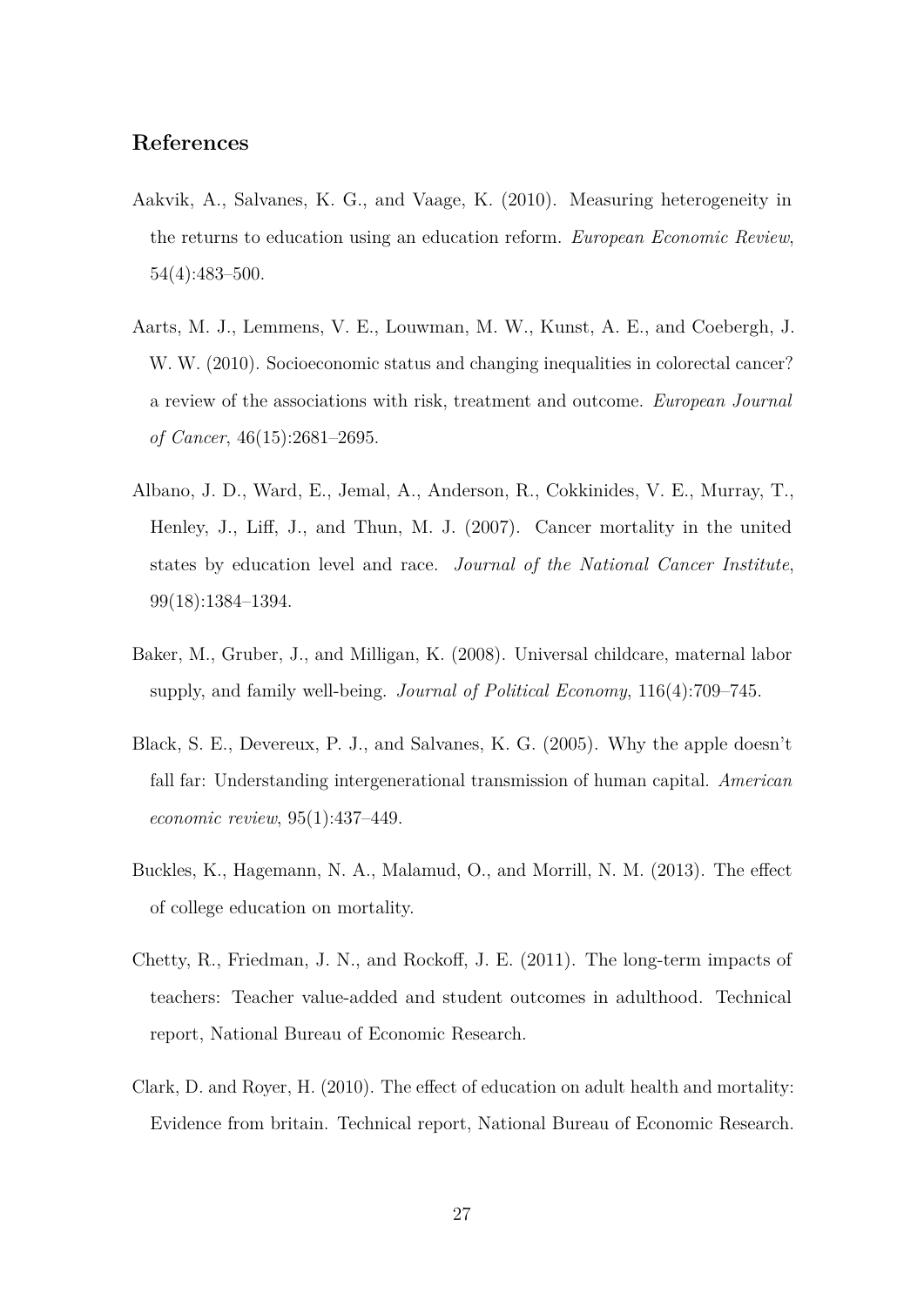## References

Aakvik, A., Salvanes, K. G., and Vaage, K. (2010). Measuring heterogeneity in the returns to education using an education reform. *European Economic Review*, 54(4):483–500.

Aarts, M. J., Lemmens, V. E., Louwman, M. W., Kunst, A. E., and Coebergh, J. W. W. (2010). Socioeconomic status and changing inequalities in colorectal cancer? a review of the associations with risk, treatment and outcome. *European Journal of Cancer*, 46(15):2681–2695.

Albano, J. D., Ward, E., Jemal, A., Anderson, R., Cokkinides, V. E., Murray, T., Henley, J., Liff, J., and Thun, M. J. (2007). Cancer mortality in the united states by education level and race. *Journal of the National Cancer Institute*, 99(18):1384–1394.

Baker, M., Gruber, J., and Milligan, K. (2008). Universal childcare, maternal labor supply, and family well-being. *Journal of Political Economy*, 116(4):709–745.

Black, S. E., Devereux, P. J., and Salvanes, K. G. (2005). Why the apple doesn't fall far: Understanding intergenerational transmission of human capital. *American economic review*, 95(1):437–449.

Buckles, K., Hagemann, N. A., Malamud, O., and Morrill, N. M. (2013). The effect of college education on mortality.

Chetty, R., Friedman, J. N., and Rockoff, J. E. (2011). The long-term impacts of teachers: Teacher value-added and student outcomes in adulthood. Technical report, National Bureau of Economic Research.

Clark, D. and Royer, H. (2010). The effect of education on adult health and mortality: Evidence from britain. Technical report, National Bureau of Economic Research.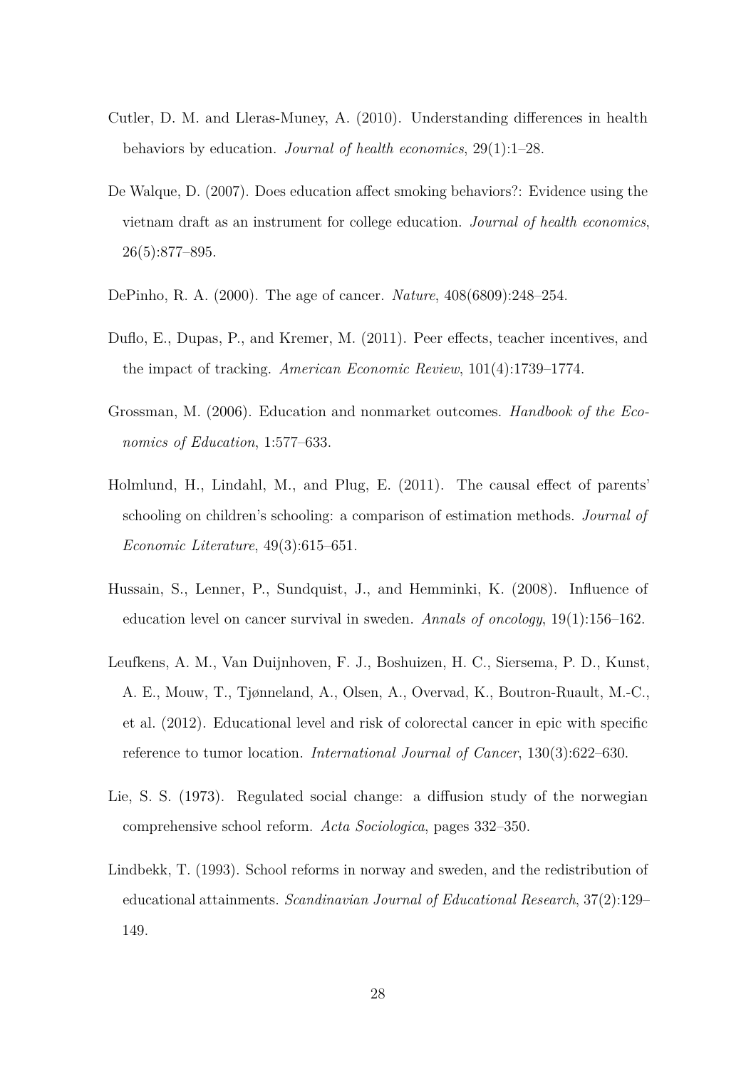Cutler, D. M. and Lleras-Muney, A. (2010). Understanding differences in health behaviors by education. *Journal of health economics*, 29(1):1–28.

De Walque, D. (2007). Does education affect smoking behaviors?: Evidence using the vietnam draft as an instrument for college education. *Journal of health economics*, 26(5):877–895.

DePinho, R. A. (2000). The age of cancer. *Nature*, 408(6809):248–254.

Duflo, E., Dupas, P., and Kremer, M. (2011). Peer effects, teacher incentives, and the impact of tracking. *American Economic Review*, 101(4):1739–1774.

Grossman, M. (2006). Education and nonmarket outcomes. *Handbook of the Economics of Education*, 1:577–633.

Holmlund, H., Lindahl, M., and Plug, E. (2011). The causal effect of parents' schooling on children's schooling: a comparison of estimation methods. *Journal of Economic Literature*, 49(3):615–651.

Hussain, S., Lenner, P., Sundquist, J., and Hemminki, K. (2008). Influence of education level on cancer survival in sweden. *Annals of oncology*, 19(1):156–162.

Leufkens, A. M., Van Duijnhoven, F. J., Boshuizen, H. C., Siersema, P. D., Kunst, A. E., Mouw, T., Tjønneland, A., Olsen, A., Overvad, K., Boutron-Ruault, M.-C., et al. (2012). Educational level and risk of colorectal cancer in epic with specific reference to tumor location. *International Journal of Cancer*, 130(3):622–630.

Lie, S. S. (1973). Regulated social change: a diffusion study of the norwegian comprehensive school reform. *Acta Sociologica*, pages 332–350.

Lindbekk, T. (1993). School reforms in norway and sweden, and the redistribution of educational attainments. *Scandinavian Journal of Educational Research*, 37(2):129–149.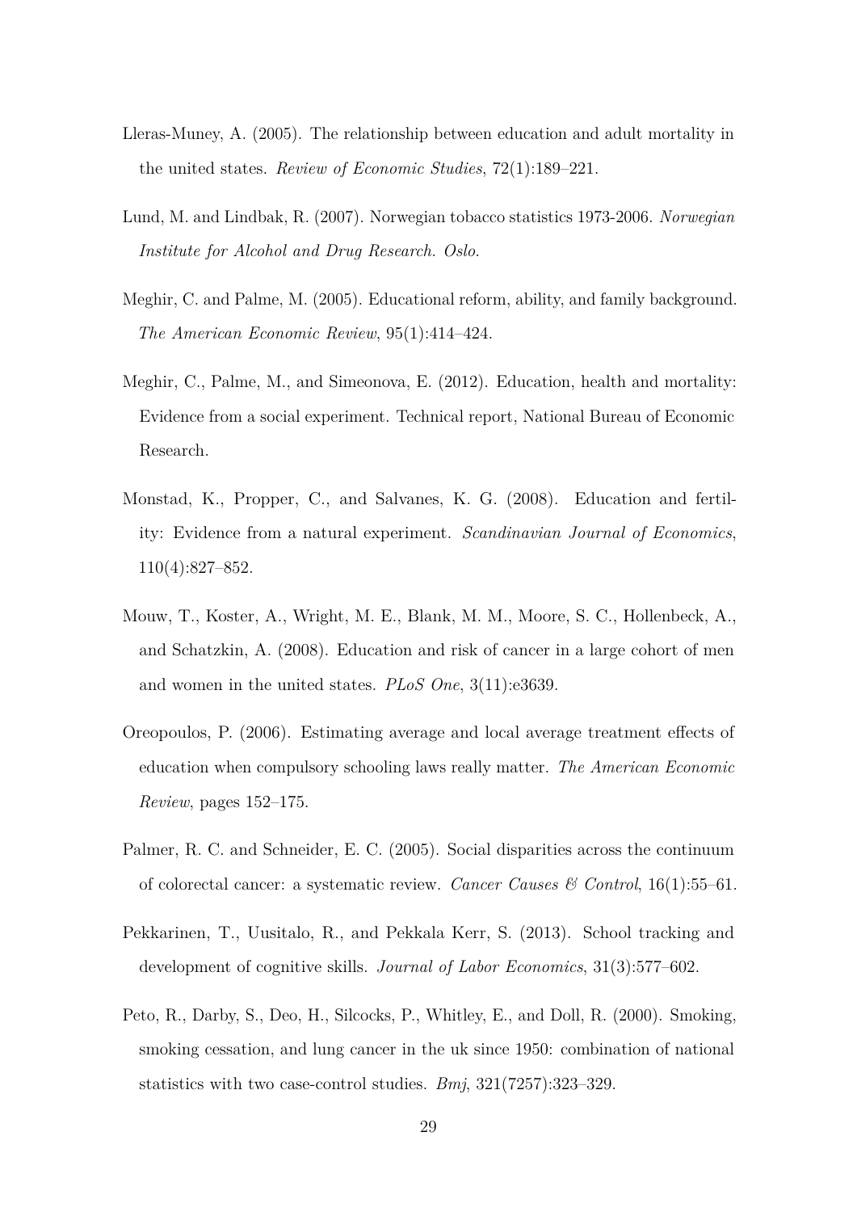Lleras-Muney, A. (2005). The relationship between education and adult mortality in the united states. *Review of Economic Studies*, 72(1):189–221.

Lund, M. and Lindbak, R. (2007). Norwegian tobacco statistics 1973-2006. *Norwegian Institute for Alcohol and Drug Research. Oslo.*

Meghir, C. and Palme, M. (2005). Educational reform, ability, and family background. *The American Economic Review*, 95(1):414–424.

Meghir, C., Palme, M., and Simeonova, E. (2012). Education, health and mortality: Evidence from a social experiment. Technical report, National Bureau of Economic Research.

Monstad, K., Propper, C., and Salvanes, K. G. (2008). Education and fertility: Evidence from a natural experiment. *Scandinavian Journal of Economics*, 110(4):827–852.

Mouw, T., Koster, A., Wright, M. E., Blank, M. M., Moore, S. C., Hollenbeck, A., and Schatzkin, A. (2008). Education and risk of cancer in a large cohort of men and women in the united states. *PLoS One*, 3(11):e3639.

Oreopoulos, P. (2006). Estimating average and local average treatment effects of education when compulsory schooling laws really matter. *The American Economic Review*, pages 152–175.

Palmer, R. C. and Schneider, E. C. (2005). Social disparities across the continuum of colorectal cancer: a systematic review. *Cancer Causes & Control*, 16(1):55–61.

Pekkarinen, T., Uusitalo, R., and Pekkala Kerr, S. (2013). School tracking and development of cognitive skills. *Journal of Labor Economics*, 31(3):577–602.

Peto, R., Darby, S., Deo, H., Silcocks, P., Whitley, E., and Doll, R. (2000). Smoking, smoking cessation, and lung cancer in the uk since 1950: combination of national statistics with two case-control studies. *Bmj*, 321(7257):323–329.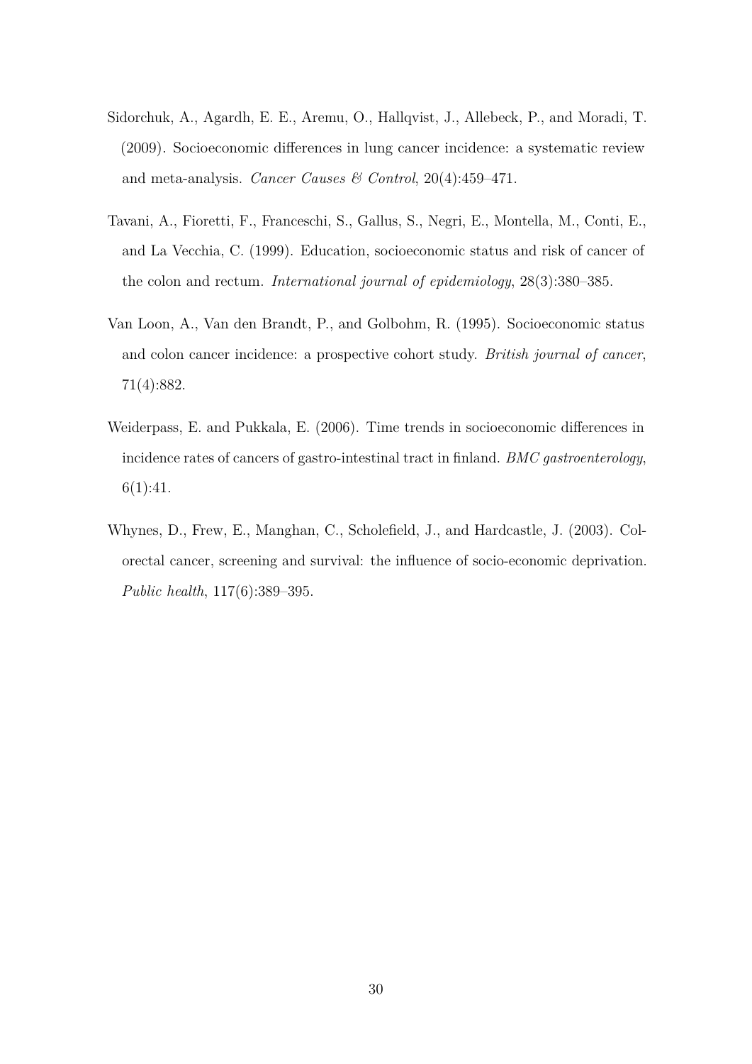Sidorchuk, A., Agardh, E. E., Aremu, O., Hallqvist, J., Allebeck, P., and Moradi, T. (2009). Socioeconomic differences in lung cancer incidence: a systematic review and meta-analysis. *Cancer Causes & Control*, 20(4):459–471.

Tavani, A., Fioretti, F., Franceschi, S., Gallus, S., Negri, E., Montella, M., Conti, E., and La Vecchia, C. (1999). Education, socioeconomic status and risk of cancer of the colon and rectum. *International journal of epidemiology*, 28(3):380–385.

Van Loon, A., Van den Brandt, P., and Golbohm, R. (1995). Socioeconomic status and colon cancer incidence: a prospective cohort study. *British journal of cancer*, 71(4):882.

Weiderpass, E. and Pukkala, E. (2006). Time trends in socioeconomic differences in incidence rates of cancers of gastro-intestinal tract in finland. *BMC gastroenterology*, 6(1):41.

Whynes, D., Frew, E., Manghan, C., Scholefield, J., and Hardcastle, J. (2003). Colorectal cancer, screening and survival: the influence of socio-economic deprivation. *Public health*, 117(6):389–395.